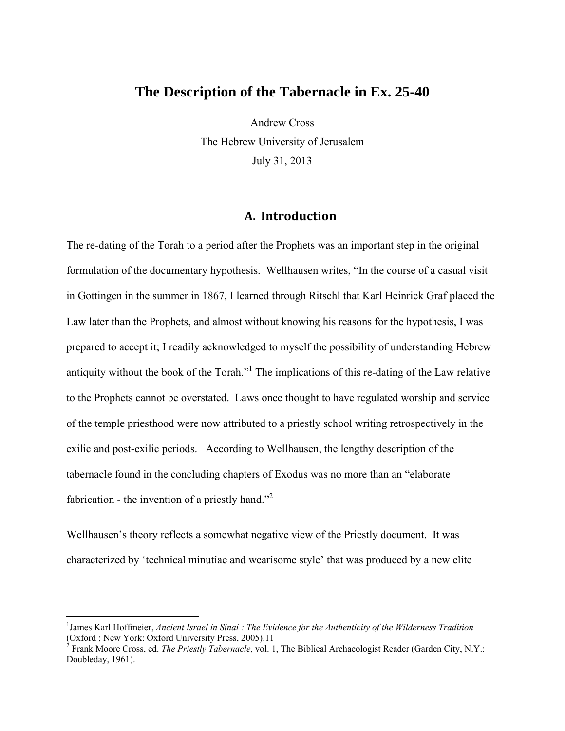# The Description of the Tabernacle in Ex. 25-40

Andrew Cross
The Hebrew University of Jerusalem
July 31, 2013

## A. Introduction

The re-dating of the Torah to a period after the Prophets was an important step in the original formulation of the documentary hypothesis. Wellhausen writes, "In the course of a casual visit in Gottingen in the summer in 1867, I learned through Ritschl that Karl Heinrick Graf placed the Law later than the Prophets, and almost without knowing his reasons for the hypothesis, I was prepared to accept it; I readily acknowledged to myself the possibility of understanding Hebrew antiquity without the book of the Torah."[1] The implications of this re-dating of the Law relative to the Prophets cannot be overstated. Laws once thought to have regulated worship and service of the temple priesthood were now attributed to a priestly school writing retrospectively in the exilic and post-exilic periods. According to Wellhausen, the lengthy description of the tabernacle found in the concluding chapters of Exodus was no more than an "elaborate fabrication - the invention of a priestly hand."[2]

Wellhausen's theory reflects a somewhat negative view of the Priestly document. It was characterized by 'technical minutiae and wearisome style' that was produced by a new elite

---

[1]James Karl Hoffmeier, *Ancient Israel in Sinai : The Evidence for the Authenticity of the Wilderness Tradition* (Oxford ; New York: Oxford University Press, 2005).11

[2] Frank Moore Cross, ed. *The Priestly Tabernacle*, vol. 1, The Biblical Archaeologist Reader (Garden City, N.Y.: Doubleday, 1961).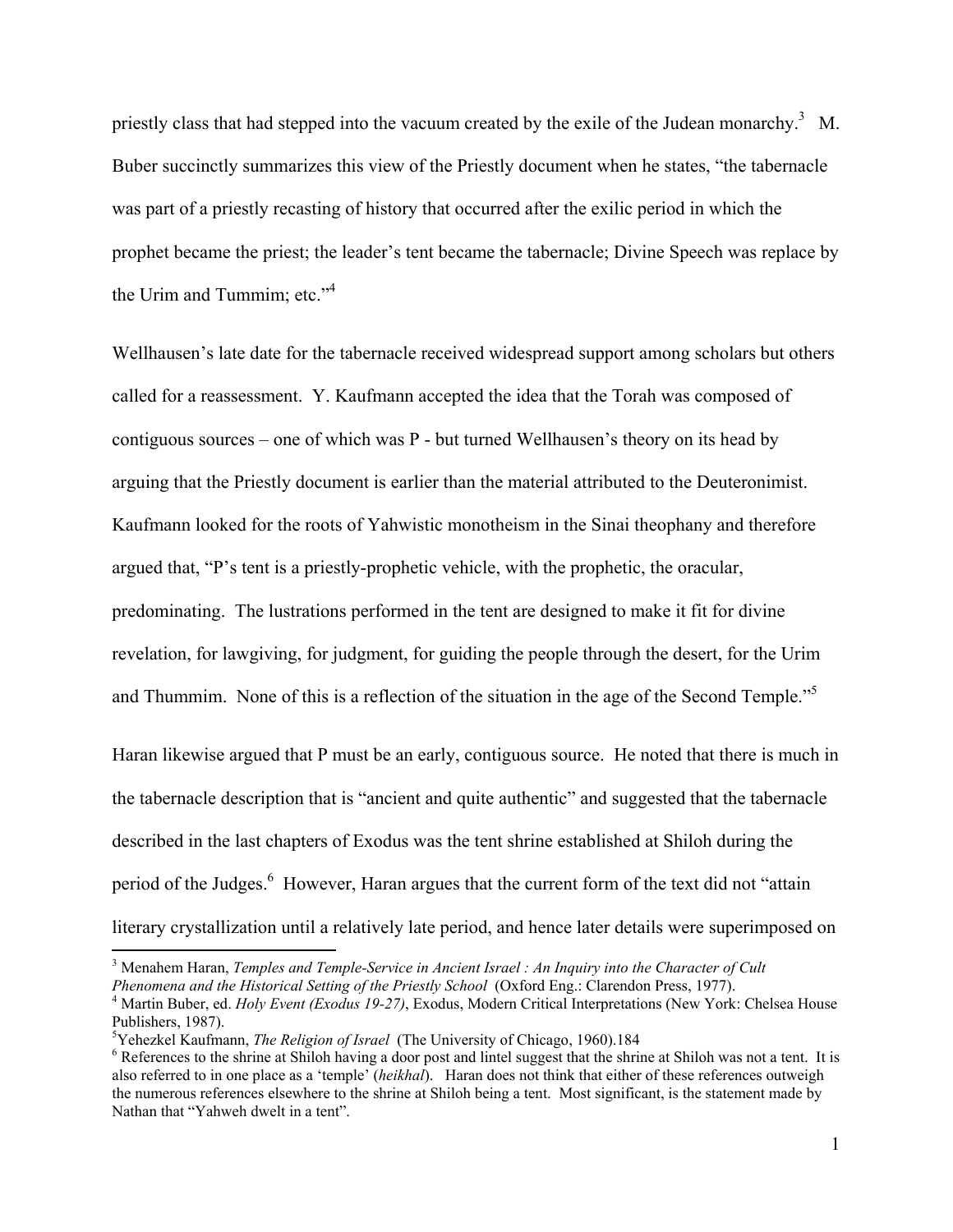priestly class that had stepped into the vacuum created by the exile of the Judean monarchy.[3] M. Buber succinctly summarizes this view of the Priestly document when he states, "the tabernacle was part of a priestly recasting of history that occurred after the exilic period in which the prophet became the priest; the leader's tent became the tabernacle; Divine Speech was replace by the Urim and Tummim; etc."[4]

Wellhausen's late date for the tabernacle received widespread support among scholars but others called for a reassessment. Y. Kaufmann accepted the idea that the Torah was composed of contiguous sources – one of which was P - but turned Wellhausen's theory on its head by arguing that the Priestly document is earlier than the material attributed to the Deuteronimist. Kaufmann looked for the roots of Yahwistic monotheism in the Sinai theophany and therefore argued that, "P's tent is a priestly-prophetic vehicle, with the prophetic, the oracular, predominating. The lustrations performed in the tent are designed to make it fit for divine revelation, for lawgiving, for judgment, for guiding the people through the desert, for the Urim and Thummim. None of this is a reflection of the situation in the age of the Second Temple."[5]

Haran likewise argued that P must be an early, contiguous source. He noted that there is much in the tabernacle description that is "ancient and quite authentic" and suggested that the tabernacle described in the last chapters of Exodus was the tent shrine established at Shiloh during the period of the Judges.[6] However, Haran argues that the current form of the text did not "attain literary crystallization until a relatively late period, and hence later details were superimposed on

---

[3] Menahem Haran, *Temples and Temple-Service in Ancient Israel : An Inquiry into the Character of Cult Phenomena and the Historical Setting of the Priestly School* (Oxford Eng.: Clarendon Press, 1977).

[4] Martin Buber, ed. *Holy Event (Exodus 19-27)*, Exodus, Modern Critical Interpretations (New York: Chelsea House Publishers, 1987).

[5] Yehezkel Kaufmann, *The Religion of Israel* (The University of Chicago, 1960).184

[6] References to the shrine at Shiloh having a door post and lintel suggest that the shrine at Shiloh was not a tent. It is also referred to in one place as a 'temple' (*heikhal*). Haran does not think that either of these references outweigh the numerous references elsewhere to the shrine at Shiloh being a tent. Most significant, is the statement made by Nathan that "Yahweh dwelt in a tent".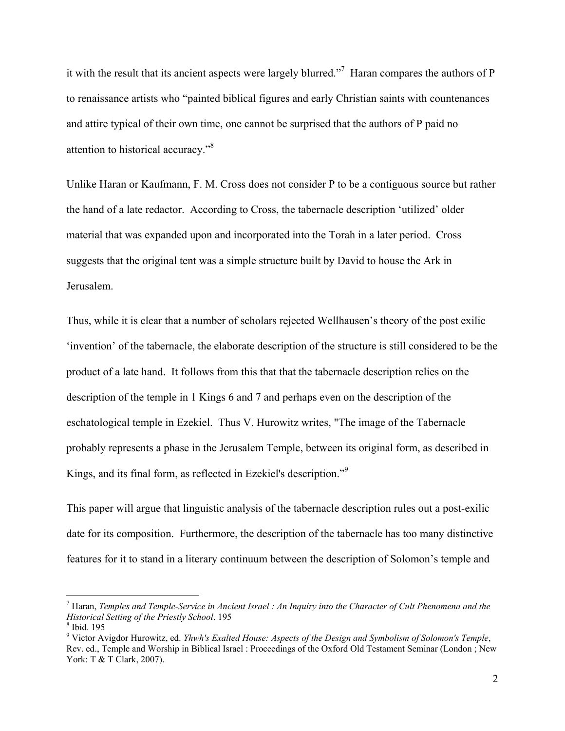it with the result that its ancient aspects were largely blurred."[7] Haran compares the authors of P to renaissance artists who "painted biblical figures and early Christian saints with countenances and attire typical of their own time, one cannot be surprised that the authors of P paid no attention to historical accuracy."[8]

Unlike Haran or Kaufmann, F. M. Cross does not consider P to be a contiguous source but rather the hand of a late redactor. According to Cross, the tabernacle description 'utilized' older material that was expanded upon and incorporated into the Torah in a later period. Cross suggests that the original tent was a simple structure built by David to house the Ark in Jerusalem.

Thus, while it is clear that a number of scholars rejected Wellhausen's theory of the post exilic 'invention' of the tabernacle, the elaborate description of the structure is still considered to be the product of a late hand. It follows from this that that the tabernacle description relies on the description of the temple in 1 Kings 6 and 7 and perhaps even on the description of the eschatological temple in Ezekiel. Thus V. Hurowitz writes, "The image of the Tabernacle probably represents a phase in the Jerusalem Temple, between its original form, as described in Kings, and its final form, as reflected in Ezekiel's description."[9]

This paper will argue that linguistic analysis of the tabernacle description rules out a post-exilic date for its composition. Furthermore, the description of the tabernacle has too many distinctive features for it to stand in a literary continuum between the description of Solomon's temple and

---

[7] Haran, *Temples and Temple-Service in Ancient Israel : An Inquiry into the Character of Cult Phenomena and the Historical Setting of the Priestly School*. 195

[8] Ibid. 195

[9] Victor Avigdor Hurowitz, ed. *Yhwh's Exalted House: Aspects of the Design and Symbolism of Solomon's Temple*, Rev. ed., Temple and Worship in Biblical Israel : Proceedings of the Oxford Old Testament Seminar (London ; New York: T & T Clark, 2007).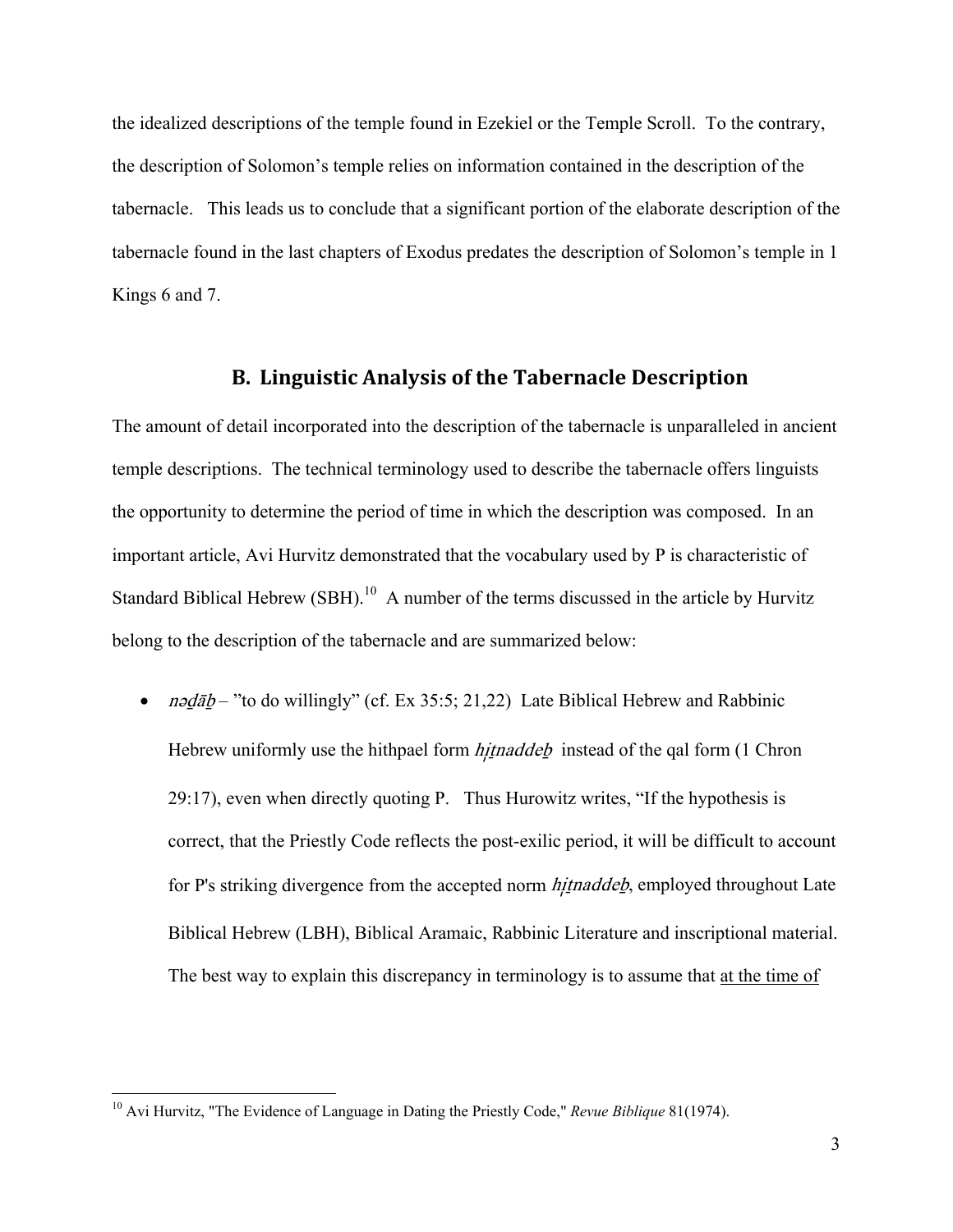the idealized descriptions of the temple found in Ezekiel or the Temple Scroll. To the contrary, the description of Solomon's temple relies on information contained in the description of the tabernacle. This leads us to conclude that a significant portion of the elaborate description of the tabernacle found in the last chapters of Exodus predates the description of Solomon's temple in 1 Kings 6 and 7.

## B. Linguistic Analysis of the Tabernacle Description

The amount of detail incorporated into the description of the tabernacle is unparalleled in ancient temple descriptions. The technical terminology used to describe the tabernacle offers linguists the opportunity to determine the period of time in which the description was composed. In an important article, Avi Hurvitz demonstrated that the vocabulary used by P is characteristic of Standard Biblical Hebrew (SBH).[10] A number of the terms discussed in the article by Hurvitz belong to the description of the tabernacle and are summarized below:

- *nəḏāḇ* – "to do willingly" (cf. Ex 35:5; 21,22) Late Biblical Hebrew and Rabbinic Hebrew uniformly use the hithpael form *hiṯnaddeḇ* instead of the qal form (1 Chron 29:17), even when directly quoting P. Thus Hurowitz writes, "If the hypothesis is correct, that the Priestly Code reflects the post-exilic period, it will be difficult to account for P's striking divergence from the accepted norm *hiṯnaddeḇ*, employed throughout Late Biblical Hebrew (LBH), Biblical Aramaic, Rabbinic Literature and inscriptional material. The best way to explain this discrepancy in terminology is to assume that at the time of

---

[10] Avi Hurvitz, "The Evidence of Language in Dating the Priestly Code," *Revue Biblique* 81(1974).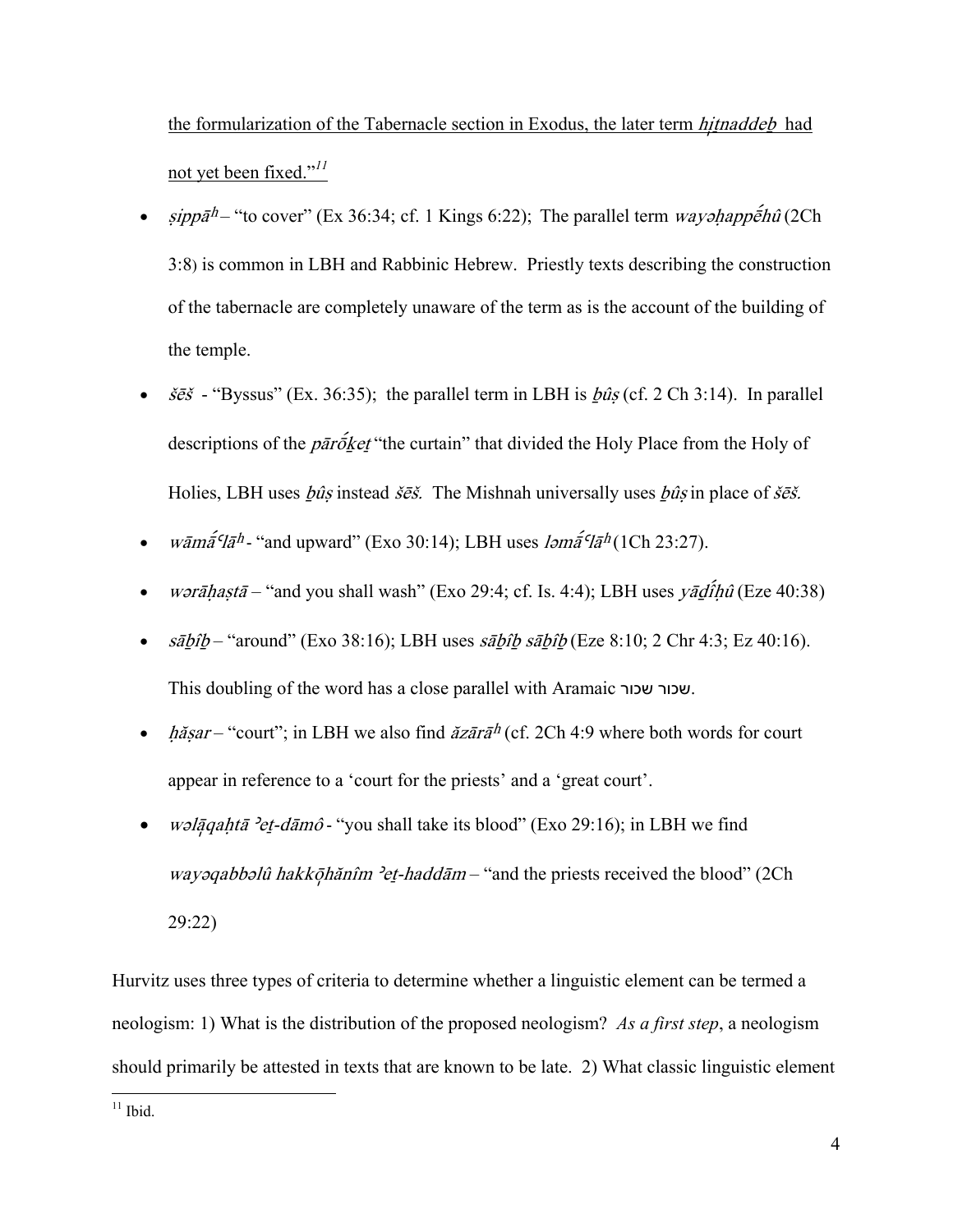the formularization of the Tabernacle section in Exodus, the later term *hịtnaddeḇ* had not yet been fixed."[11]

- *ṣippāʰ* – "to cover" (Ex 36:34; cf. 1 Kings 6:22); The parallel term *wayəḥappḗhû* (2Ch 3:8) is common in LBH and Rabbinic Hebrew. Priestly texts describing the construction of the tabernacle are completely unaware of the term as is the account of the building of the temple.
- *šēš* - "Byssus" (Ex. 36:35); the parallel term in LBH is *ḇûṣ* (cf. 2 Ch 3:14). In parallel descriptions of the *pārṓḵeṯ* "the curtain" that divided the Holy Place from the Holy of Holies, LBH uses *ḇûṣ* instead *šēš.* The Mishnah universally uses *ḇûṣ* in place of *šēš.*
- *wāmā́ʿlāʰ* - "and upward" (Exo 30:14); LBH uses *ləmā́ʿlāʰ* (1Ch 23:27).
- *wərāḥaṣtā* – "and you shall wash" (Exo 29:4; cf. Is. 4:4); LBH uses *yāḏî́ḥû* (Eze 40:38)
- *sāḇîḇ* – "around" (Exo 38:16); LBH uses *sāḇîḇ sāḇîḇ* (Eze 8:10; 2 Chr 4:3; Ez 40:16). This doubling of the word has a close parallel with Aramaic שכור שכור.
- *ḥāṣar* – "court"; in LBH we also find *ăzārāʰ* (cf. 2Ch 4:9 where both words for court appear in reference to a 'court for the priests' and a 'great court'.
- *wəlāqaḥtā ʾeṯ-dāmô* - "you shall take its blood" (Exo 29:16); in LBH we find *wayəqabbəlû hakkōhănîm ʾeṯ-haddām* – "and the priests received the blood" (2Ch 29:22)

Hurvitz uses three types of criteria to determine whether a linguistic element can be termed a neologism: 1) What is the distribution of the proposed neologism? *As a first step*, a neologism should primarily be attested in texts that are known to be late. 2) What classic linguistic element

[11] Ibid.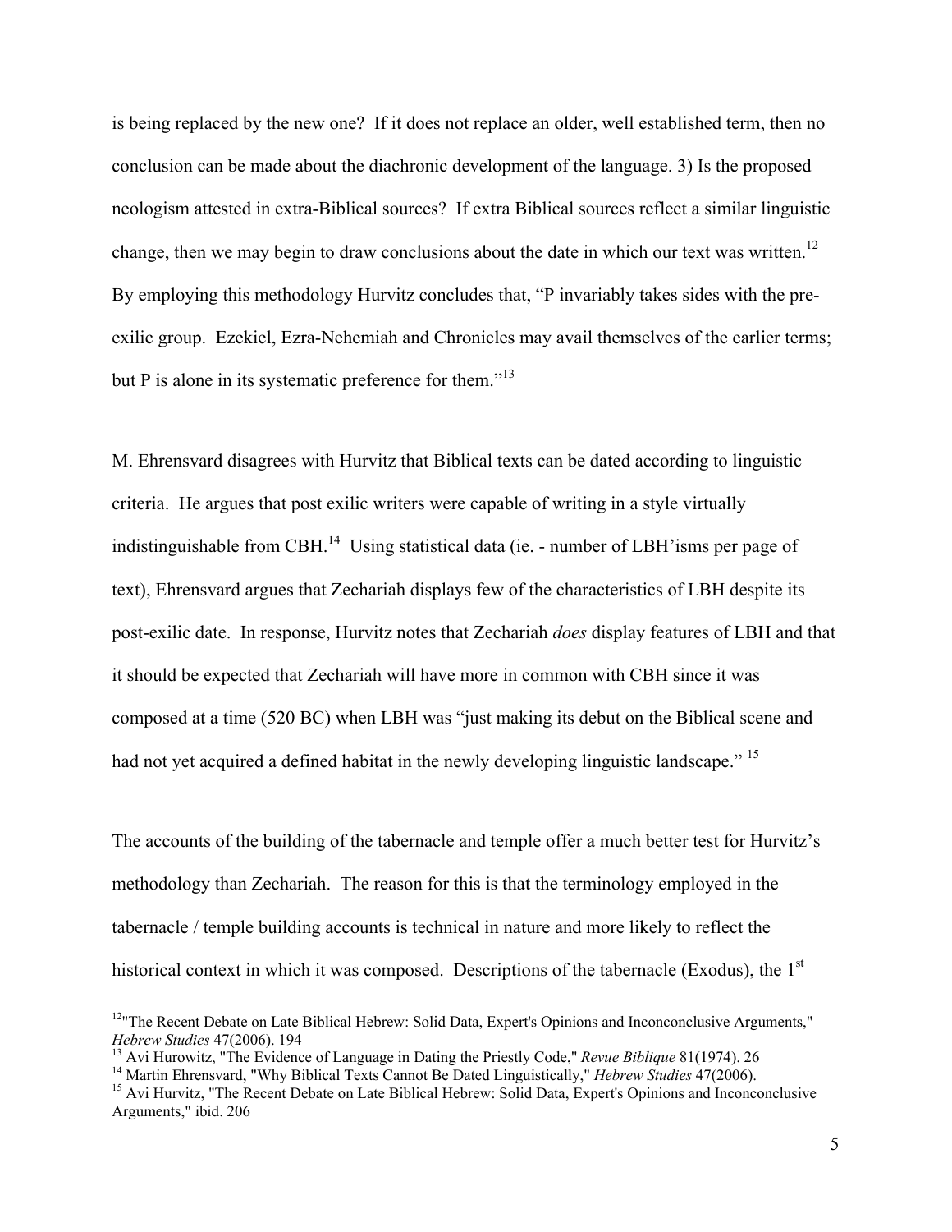is being replaced by the new one? If it does not replace an older, well established term, then no conclusion can be made about the diachronic development of the language. 3) Is the proposed neologism attested in extra-Biblical sources? If extra Biblical sources reflect a similar linguistic change, then we may begin to draw conclusions about the date in which our text was written.[12] By employing this methodology Hurvitz concludes that, "P invariably takes sides with the pre-exilic group. Ezekiel, Ezra-Nehemiah and Chronicles may avail themselves of the earlier terms; but P is alone in its systematic preference for them."[13]

M. Ehrensvard disagrees with Hurvitz that Biblical texts can be dated according to linguistic criteria. He argues that post exilic writers were capable of writing in a style virtually indistinguishable from CBH.[14] Using statistical data (ie. - number of LBH'isms per page of text), Ehrensvard argues that Zechariah displays few of the characteristics of LBH despite its post-exilic date. In response, Hurvitz notes that Zechariah *does* display features of LBH and that it should be expected that Zechariah will have more in common with CBH since it was composed at a time (520 BC) when LBH was "just making its debut on the Biblical scene and had not yet acquired a defined habitat in the newly developing linguistic landscape." [15]

The accounts of the building of the tabernacle and temple offer a much better test for Hurvitz's methodology than Zechariah. The reason for this is that the terminology employed in the tabernacle / temple building accounts is technical in nature and more likely to reflect the historical context in which it was composed. Descriptions of the tabernacle (Exodus), the 1st

---

[12] "The Recent Debate on Late Biblical Hebrew: Solid Data, Expert's Opinions and Inconconclusive Arguments," *Hebrew Studies* 47(2006). 194

[13] Avi Hurowitz, "The Evidence of Language in Dating the Priestly Code," *Revue Biblique* 81(1974). 26

[14] Martin Ehrensvard, "Why Biblical Texts Cannot Be Dated Linguistically," *Hebrew Studies* 47(2006).

[15] Avi Hurvitz, "The Recent Debate on Late Biblical Hebrew: Solid Data, Expert's Opinions and Inconconclusive Arguments," ibid. 206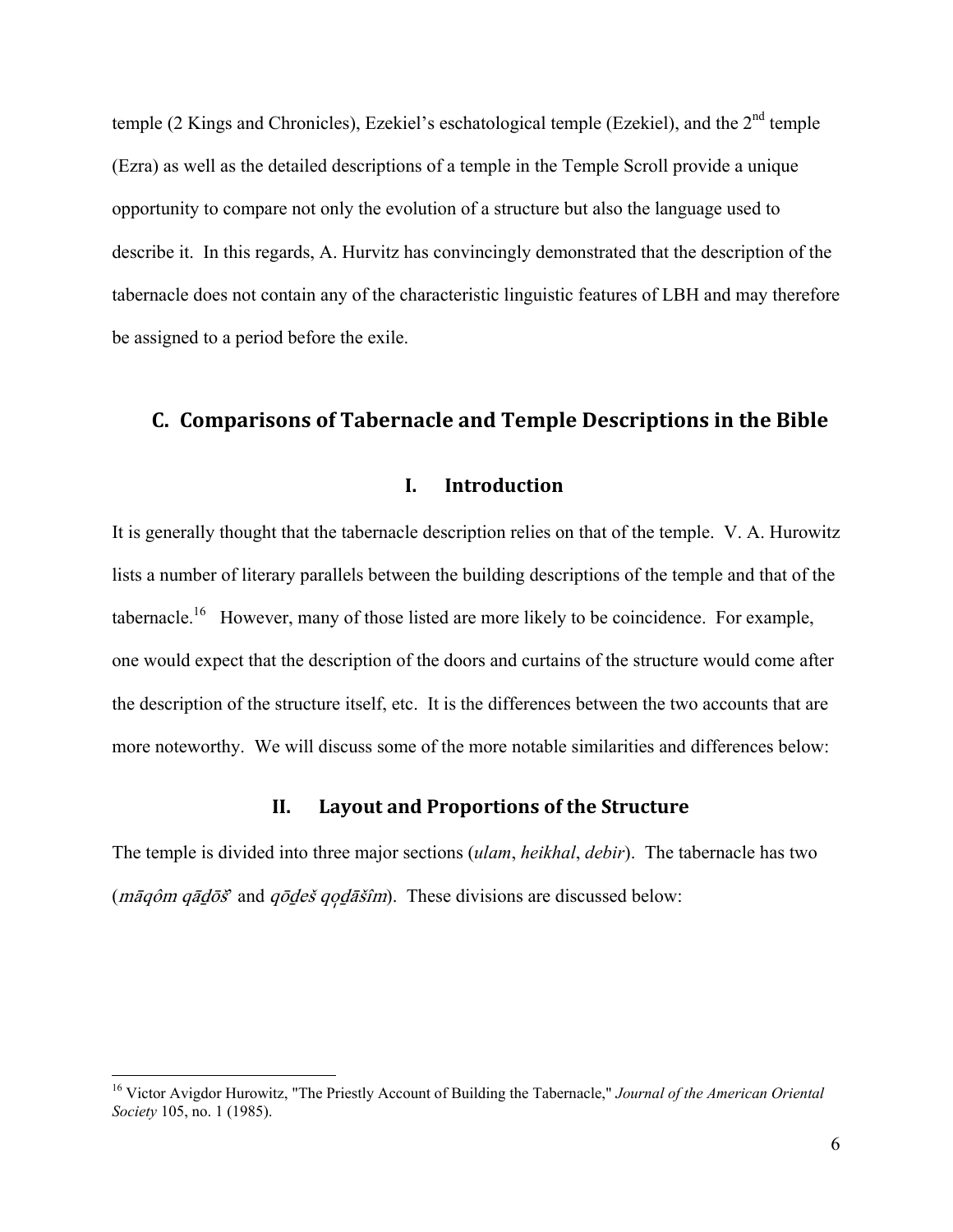temple (2 Kings and Chronicles), Ezekiel's eschatological temple (Ezekiel), and the 2nd temple (Ezra) as well as the detailed descriptions of a temple in the Temple Scroll provide a unique opportunity to compare not only the evolution of a structure but also the language used to describe it. In this regards, A. Hurvitz has convincingly demonstrated that the description of the tabernacle does not contain any of the characteristic linguistic features of LBH and may therefore be assigned to a period before the exile.

## C. Comparisons of Tabernacle and Temple Descriptions in the Bible

### I. Introduction

It is generally thought that the tabernacle description relies on that of the temple. V. A. Hurowitz lists a number of literary parallels between the building descriptions of the temple and that of the tabernacle.[16] However, many of those listed are more likely to be coincidence. For example, one would expect that the description of the doors and curtains of the structure would come after the description of the structure itself, etc. It is the differences between the two accounts that are more noteworthy. We will discuss some of the more notable similarities and differences below:

### II. Layout and Proportions of the Structure

The temple is divided into three major sections (*ulam*, *heikhal*, *debir*). The tabernacle has two (*māqôm qāḏōš* and *qōḏeš qọḏāšîm*). These divisions are discussed below:

---

[16] Victor Avigdor Hurowitz, "The Priestly Account of Building the Tabernacle," *Journal of the American Oriental Society* 105, no. 1 (1985).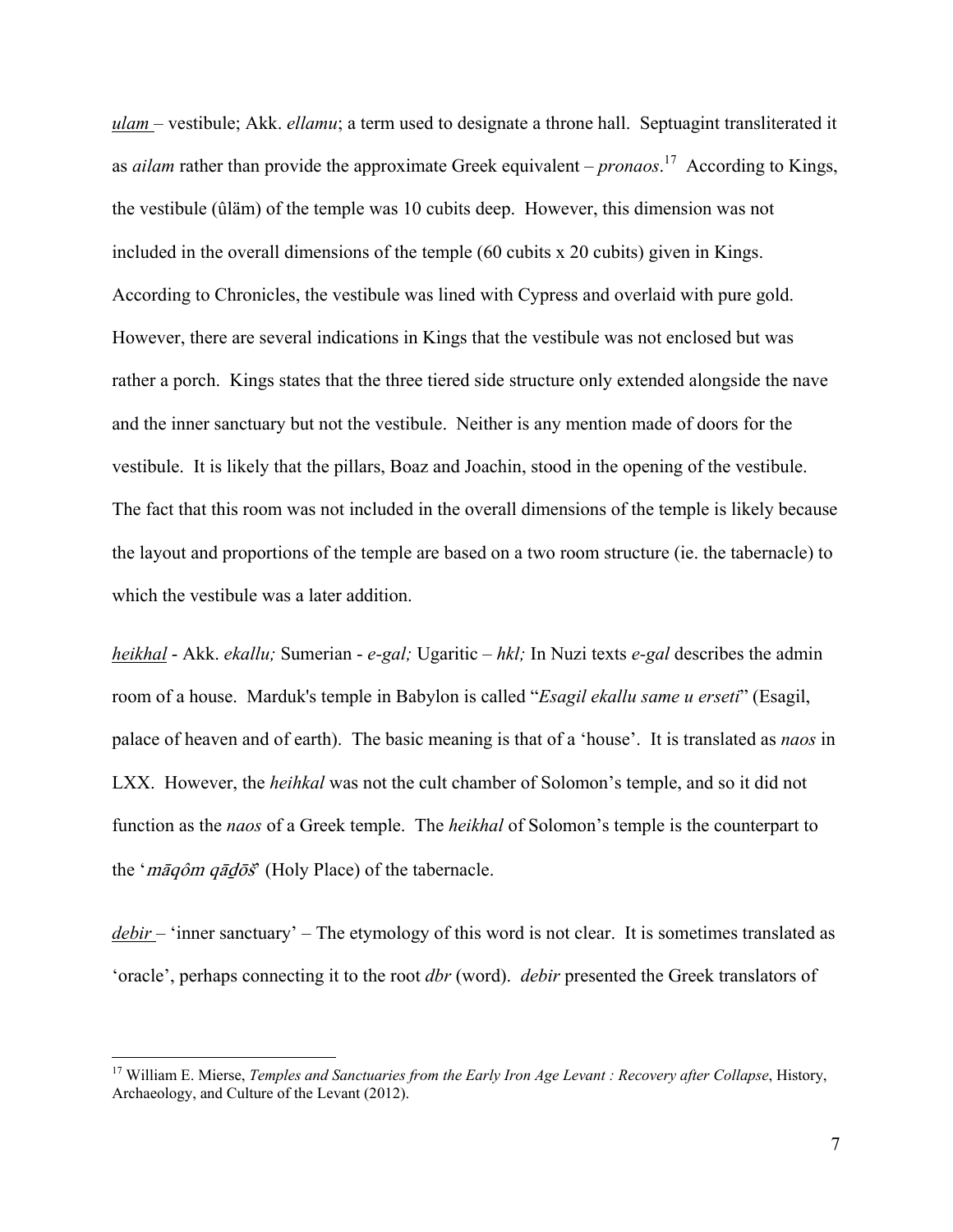*ulam* – vestibule; Akk. *ellamu*; a term used to designate a throne hall. Septuagint transliterated it as *ailam* rather than provide the approximate Greek equivalent – *pronaos*.[17] According to Kings, the vestibule (ûläm) of the temple was 10 cubits deep. However, this dimension was not included in the overall dimensions of the temple (60 cubits x 20 cubits) given in Kings. According to Chronicles, the vestibule was lined with Cypress and overlaid with pure gold. However, there are several indications in Kings that the vestibule was not enclosed but was rather a porch. Kings states that the three tiered side structure only extended alongside the nave and the inner sanctuary but not the vestibule. Neither is any mention made of doors for the vestibule. It is likely that the pillars, Boaz and Joachin, stood in the opening of the vestibule. The fact that this room was not included in the overall dimensions of the temple is likely because the layout and proportions of the temple are based on a two room structure (ie. the tabernacle) to which the vestibule was a later addition.

*heikhal* - Akk. *ekallu;* Sumerian - *e-gal;* Ugaritic – *hkl;* In Nuzi texts *e-gal* describes the admin room of a house. Marduk's temple in Babylon is called "*Esagil ekallu same u erseti*" (Esagil, palace of heaven and of earth). The basic meaning is that of a 'house'. It is translated as *naos* in LXX. However, the *heihkal* was not the cult chamber of Solomon's temple, and so it did not function as the *naos* of a Greek temple. The *heikhal* of Solomon's temple is the counterpart to the '*māqôm qāḏōš*' (Holy Place) of the tabernacle.

*debir* – 'inner sanctuary' – The etymology of this word is not clear. It is sometimes translated as 'oracle', perhaps connecting it to the root *dbr* (word). *debir* presented the Greek translators of

---

[17] William E. Mierse, *Temples and Sanctuaries from the Early Iron Age Levant : Recovery after Collapse*, History, Archaeology, and Culture of the Levant (2012).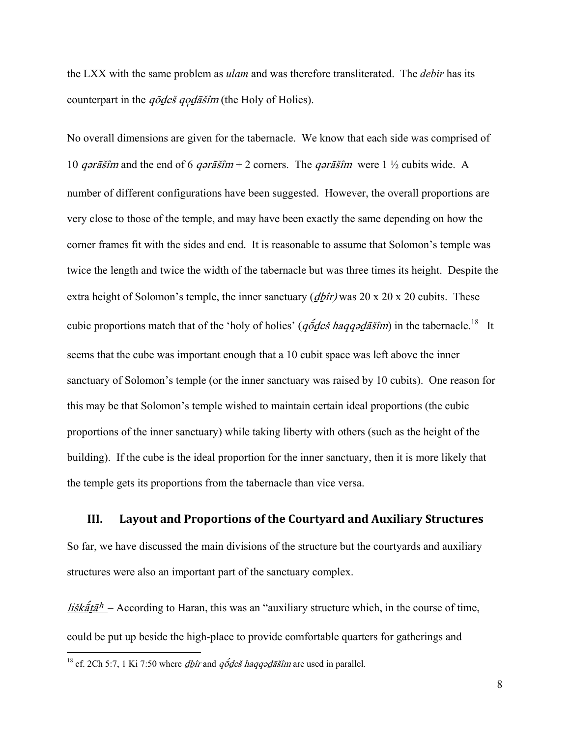the LXX with the same problem as *ulam* and was therefore transliterated. The *debir* has its counterpart in the *qōḏeš qọḏāšîm* (the Holy of Holies).

No overall dimensions are given for the tabernacle. We know that each side was comprised of 10 *qərāšîm* and the end of 6 *qərāšîm* + 2 corners. The *qərāšîm* were 1 ½ cubits wide. A number of different configurations have been suggested. However, the overall proportions are very close to those of the temple, and may have been exactly the same depending on how the corner frames fit with the sides and end. It is reasonable to assume that Solomon's temple was twice the length and twice the width of the tabernacle but was three times its height. Despite the extra height of Solomon's temple, the inner sanctuary (*ḏḇîr)* was 20 x 20 x 20 cubits. These cubic proportions match that of the 'holy of holies' (*qṓḏeš haqqəḏāšîm*) in the tabernacle.[18] It seems that the cube was important enough that a 10 cubit space was left above the inner sanctuary of Solomon's temple (or the inner sanctuary was raised by 10 cubits). One reason for this may be that Solomon's temple wished to maintain certain ideal proportions (the cubic proportions of the inner sanctuary) while taking liberty with others (such as the height of the building). If the cube is the ideal proportion for the inner sanctuary, then it is more likely that the temple gets its proportions from the tabernacle than vice versa.

## III. Layout and Proportions of the Courtyard and Auxiliary Structures

So far, we have discussed the main divisions of the structure but the courtyards and auxiliary structures were also an important part of the sanctuary complex.

*liškā́ṯāʰ* – According to Haran, this was an "auxiliary structure which, in the course of time, could be put up beside the high-place to provide comfortable quarters for gatherings and

---

[18] cf. 2Ch 5:7, 1 Ki 7:50 where *ḏḇîr* and *qṓḏeš haqqəḏāšîm* are used in parallel.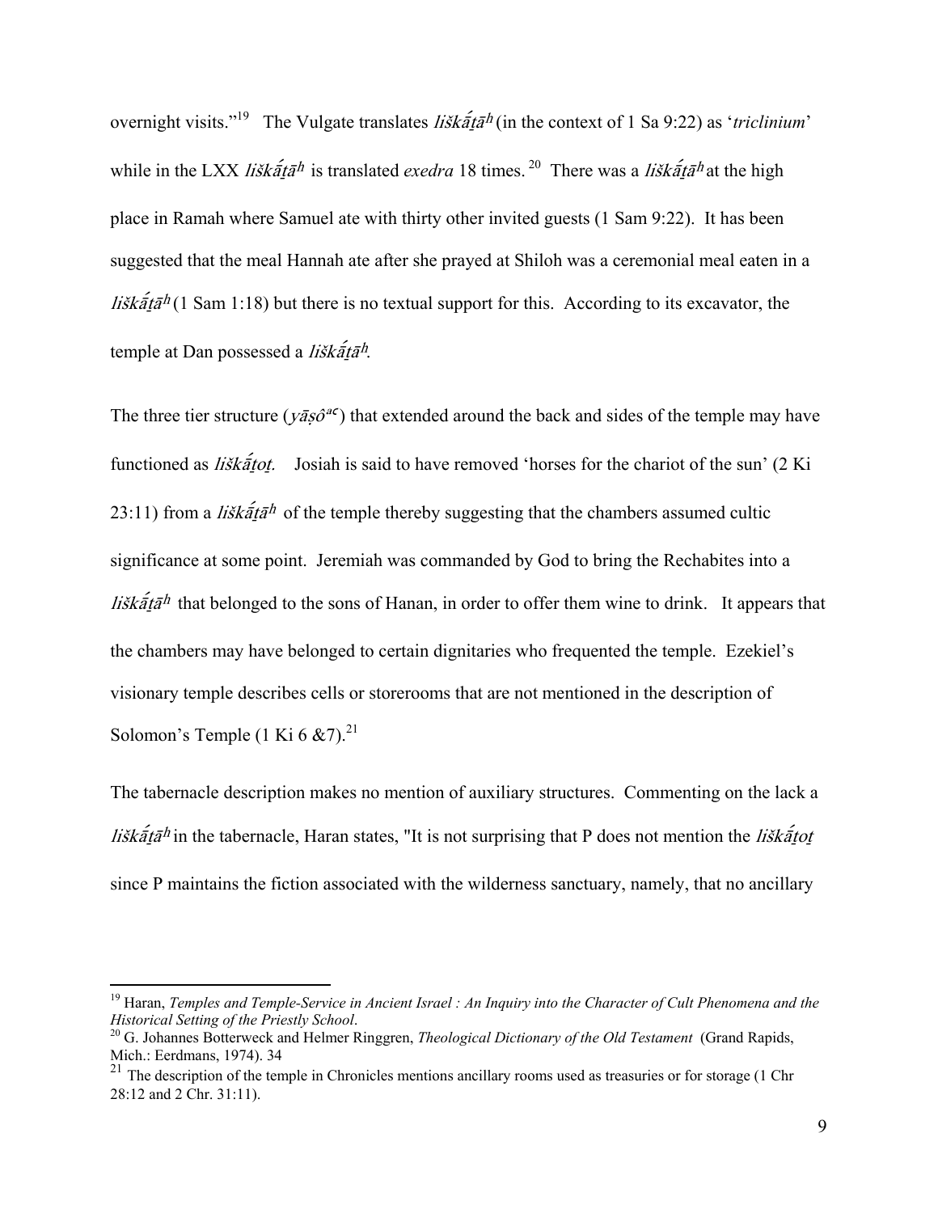overnight visits."[19] The Vulgate translates *liškā́ṯāʰ* (in the context of 1 Sa 9:22) as '*triclinium*' while in the LXX *liškā́ṯāʰ* is translated *exedra* 18 times.[20] There was a *liškā́ṯāʰ* at the high place in Ramah where Samuel ate with thirty other invited guests (1 Sam 9:22). It has been suggested that the meal Hannah ate after she prayed at Shiloh was a ceremonial meal eaten in a *liškā́ṯāʰ* (1 Sam 1:18) but there is no textual support for this. According to its excavator, the temple at Dan possessed a *liškā́ṯāʰ*.

The three tier structure (*yāṣôaᶜ*) that extended around the back and sides of the temple may have functioned as *liškā́ṯoṯ*. Josiah is said to have removed 'horses for the chariot of the sun' (2 Ki 23:11) from a *liškā́ṯāʰ* of the temple thereby suggesting that the chambers assumed cultic significance at some point. Jeremiah was commanded by God to bring the Rechabites into a *liškā́ṯāʰ* that belonged to the sons of Hanan, in order to offer them wine to drink. It appears that the chambers may have belonged to certain dignitaries who frequented the temple. Ezekiel's visionary temple describes cells or storerooms that are not mentioned in the description of Solomon's Temple (1 Ki 6 &7).[21]

The tabernacle description makes no mention of auxiliary structures. Commenting on the lack a *liškā́ṯāʰ* in the tabernacle, Haran states, "It is not surprising that P does not mention the *liškā́ṯoṯ* since P maintains the fiction associated with the wilderness sanctuary, namely, that no ancillary

---

[19] Haran, *Temples and Temple-Service in Ancient Israel : An Inquiry into the Character of Cult Phenomena and the Historical Setting of the Priestly School*.

[20] G. Johannes Botterweck and Helmer Ringgren, *Theological Dictionary of the Old Testament* (Grand Rapids, Mich.: Eerdmans, 1974). 34

[21] The description of the temple in Chronicles mentions ancillary rooms used as treasuries or for storage (1 Chr 28:12 and 2 Chr. 31:11).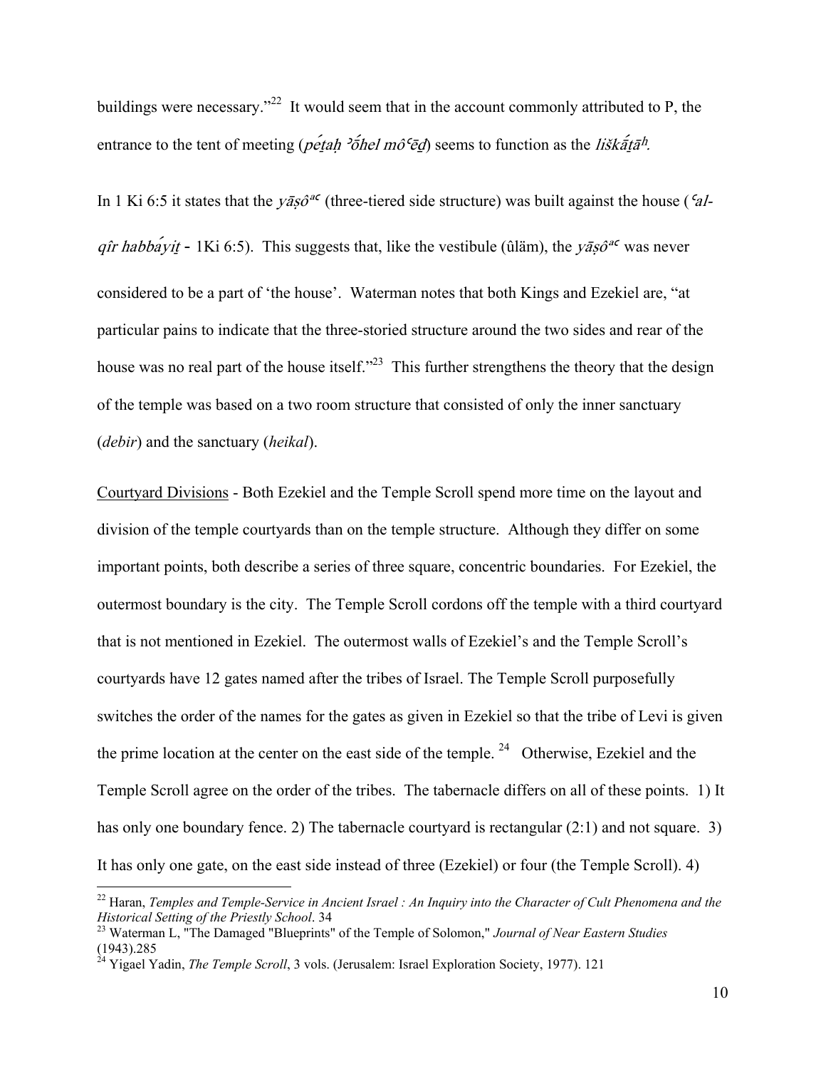buildings were necessary."[22] It would seem that in the account commonly attributed to P, the entrance to the tent of meeting (*péṯaḥ ʾṓhel môʿēḏ*) seems to function as the *liškā́ṯāʰ.*

In 1 Ki 6:5 it states that the *yāṣôᵃʿ* (three-tiered side structure) was built against the house (*ʿal-qîr habbáyiṯ* - 1Ki 6:5). This suggests that, like the vestibule (ûläm), the *yāṣôᵃʿ* was never considered to be a part of 'the house'. Waterman notes that both Kings and Ezekiel are, "at particular pains to indicate that the three-storied structure around the two sides and rear of the house was no real part of the house itself."[23] This further strengthens the theory that the design of the temple was based on a two room structure that consisted of only the inner sanctuary (*debir*) and the sanctuary (*heikal*).

<u>Courtyard Divisions</u> - Both Ezekiel and the Temple Scroll spend more time on the layout and division of the temple courtyards than on the temple structure. Although they differ on some important points, both describe a series of three square, concentric boundaries. For Ezekiel, the outermost boundary is the city. The Temple Scroll cordons off the temple with a third courtyard that is not mentioned in Ezekiel. The outermost walls of Ezekiel's and the Temple Scroll's courtyards have 12 gates named after the tribes of Israel. The Temple Scroll purposefully switches the order of the names for the gates as given in Ezekiel so that the tribe of Levi is given the prime location at the center on the east side of the temple.[24] Otherwise, Ezekiel and the Temple Scroll agree on the order of the tribes. The tabernacle differs on all of these points. 1) It has only one boundary fence. 2) The tabernacle courtyard is rectangular (2:1) and not square. 3) It has only one gate, on the east side instead of three (Ezekiel) or four (the Temple Scroll). 4)

---

[22] Haran, *Temples and Temple-Service in Ancient Israel : An Inquiry into the Character of Cult Phenomena and the Historical Setting of the Priestly School*. 34

[23] Waterman L, "The Damaged "Blueprints" of the Temple of Solomon," *Journal of Near Eastern Studies* (1943).285

[24] Yigael Yadin, *The Temple Scroll*, 3 vols. (Jerusalem: Israel Exploration Society, 1977). 121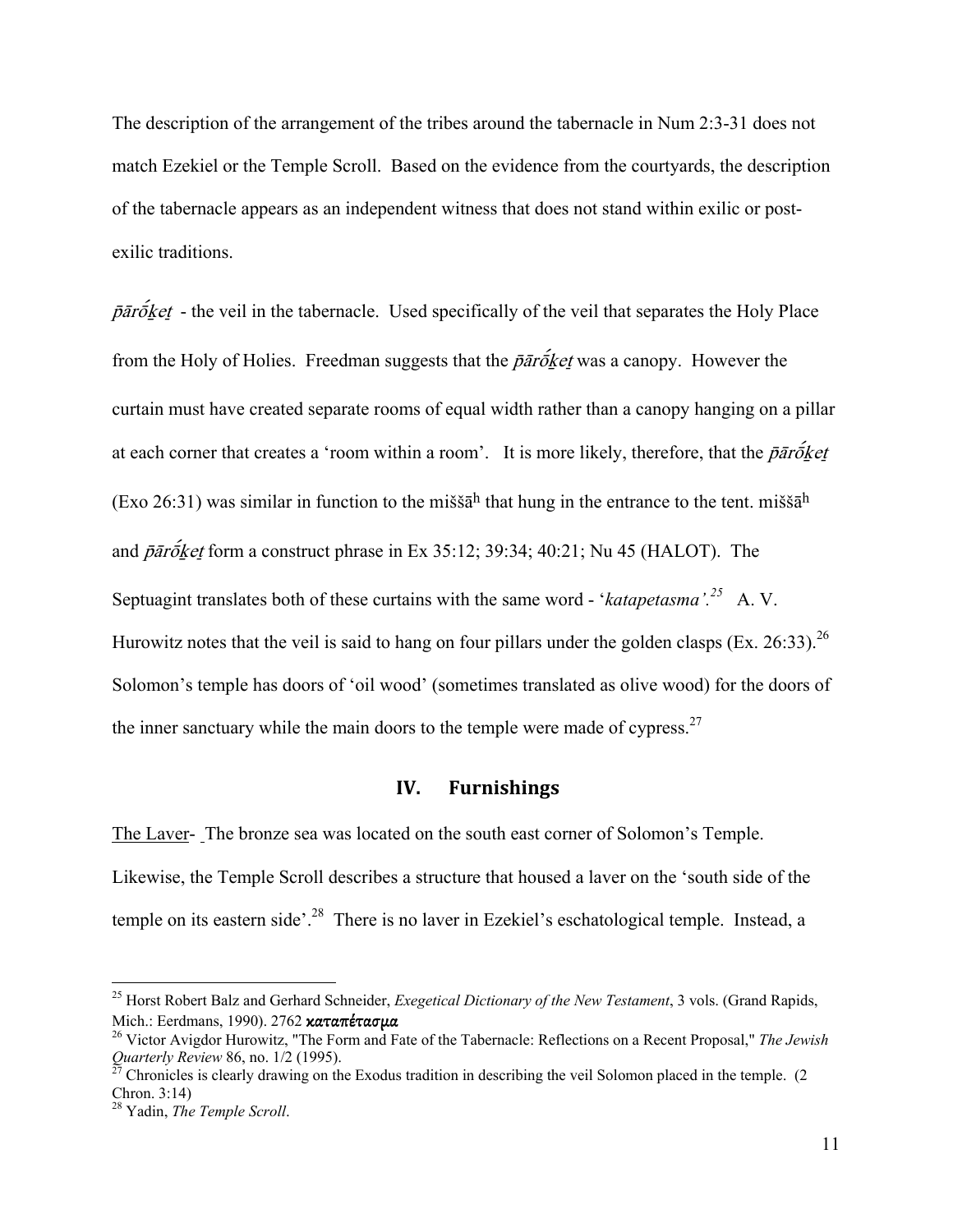The description of the arrangement of the tribes around the tabernacle in Num 2:3-31 does not match Ezekiel or the Temple Scroll. Based on the evidence from the courtyards, the description of the tabernacle appears as an independent witness that does not stand within exilic or post-exilic traditions.

*pārṓḵeṯ* - the veil in the tabernacle. Used specifically of the veil that separates the Holy Place from the Holy of Holies. Freedman suggests that the *pārṓḵeṯ* was a canopy. However the curtain must have created separate rooms of equal width rather than a canopy hanging on a pillar at each corner that creates a 'room within a room'. It is more likely, therefore, that the *pārṓḵeṯ* (Exo 26:31) was similar in function to the miššāʰ that hung in the entrance to the tent. miššāʰ and *pārṓḵeṯ* form a construct phrase in Ex 35:12; 39:34; 40:21; Nu 45 (HALOT). The Septuagint translates both of these curtains with the same word - '*katapetasma'.*[25] A. V. Hurowitz notes that the veil is said to hang on four pillars under the golden clasps (Ex. 26:33).[26] Solomon's temple has doors of 'oil wood' (sometimes translated as olive wood) for the doors of the inner sanctuary while the main doors to the temple were made of cypress.[27]

## IV. Furnishings

The Laver- The bronze sea was located on the south east corner of Solomon's Temple. Likewise, the Temple Scroll describes a structure that housed a laver on the 'south side of the temple on its eastern side'.[28] There is no laver in Ezekiel's eschatological temple. Instead, a

---

[25] Horst Robert Balz and Gerhard Schneider, *Exegetical Dictionary of the New Testament*, 3 vols. (Grand Rapids, Mich.: Eerdmans, 1990). 2762 **καταπέτασμα**

[26] Victor Avigdor Hurowitz, "The Form and Fate of the Tabernacle: Reflections on a Recent Proposal," *The Jewish Quarterly Review* 86, no. 1/2 (1995).

[27] Chronicles is clearly drawing on the Exodus tradition in describing the veil Solomon placed in the temple. (2 Chron. 3:14)

[28] Yadin, *The Temple Scroll*.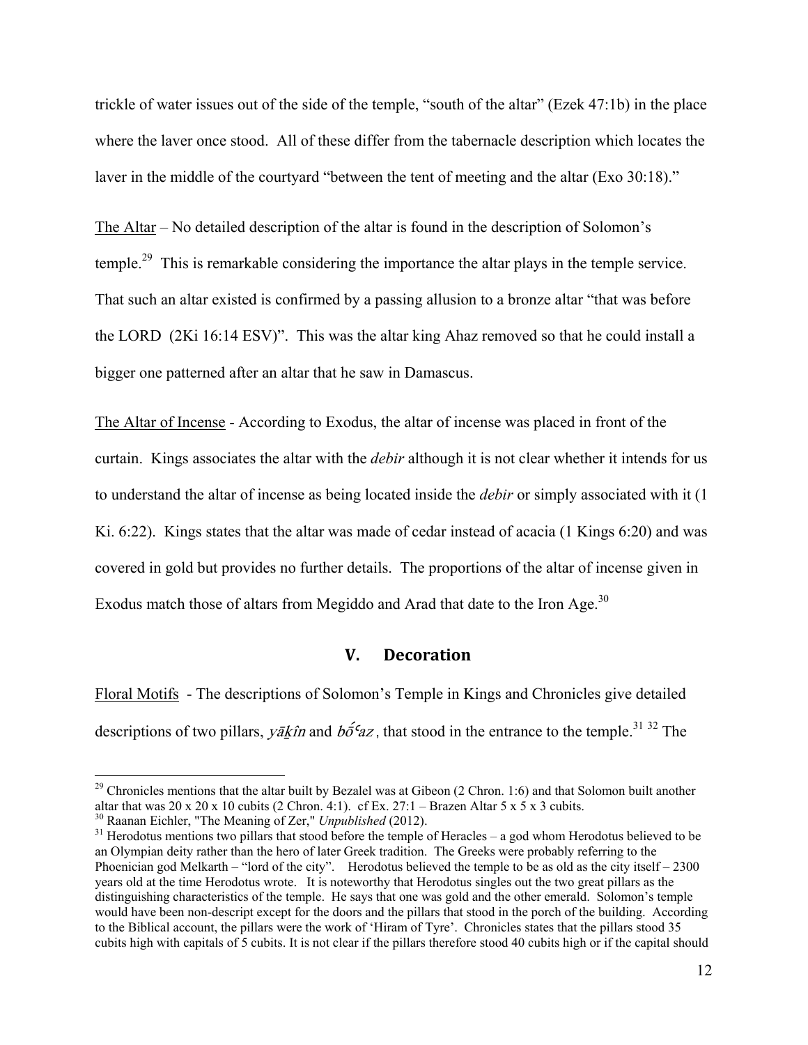trickle of water issues out of the side of the temple, "south of the altar" (Ezek 47:1b) in the place where the laver once stood. All of these differ from the tabernacle description which locates the laver in the middle of the courtyard "between the tent of meeting and the altar (Exo 30:18)."

The Altar – No detailed description of the altar is found in the description of Solomon's temple.[29] This is remarkable considering the importance the altar plays in the temple service. That such an altar existed is confirmed by a passing allusion to a bronze altar "that was before the LORD (2Ki 16:14 ESV)". This was the altar king Ahaz removed so that he could install a bigger one patterned after an altar that he saw in Damascus.

The Altar of Incense - According to Exodus, the altar of incense was placed in front of the curtain. Kings associates the altar with the *debir* although it is not clear whether it intends for us to understand the altar of incense as being located inside the *debir* or simply associated with it (1 Ki. 6:22). Kings states that the altar was made of cedar instead of acacia (1 Kings 6:20) and was covered in gold but provides no further details. The proportions of the altar of incense given in Exodus match those of altars from Megiddo and Arad that date to the Iron Age.[30]

## V. Decoration

Floral Motifs - The descriptions of Solomon's Temple in Kings and Chronicles give detailed descriptions of two pillars, *yāḵîn* and *bṓʿaz*, that stood in the entrance to the temple.[31] [32] The

---

[29] Chronicles mentions that the altar built by Bezalel was at Gibeon (2 Chron. 1:6) and that Solomon built another altar that was 20 x 20 x 10 cubits (2 Chron. 4:1). cf Ex. 27:1 – Brazen Altar 5 x 5 x 3 cubits.

[30] Raanan Eichler, "The Meaning of Zer," *Unpublished* (2012).

[31] Herodotus mentions two pillars that stood before the temple of Heracles – a god whom Herodotus believed to be an Olympian deity rather than the hero of later Greek tradition. The Greeks were probably referring to the Phoenician god Melkarth – "lord of the city". Herodotus believed the temple to be as old as the city itself – 2300 years old at the time Herodotus wrote. It is noteworthy that Herodotus singles out the two great pillars as the distinguishing characteristics of the temple. He says that one was gold and the other emerald. Solomon's temple would have been non-descript except for the doors and the pillars that stood in the porch of the building. According to the Biblical account, the pillars were the work of 'Hiram of Tyre'. Chronicles states that the pillars stood 35 cubits high with capitals of 5 cubits. It is not clear if the pillars therefore stood 40 cubits high or if the capital should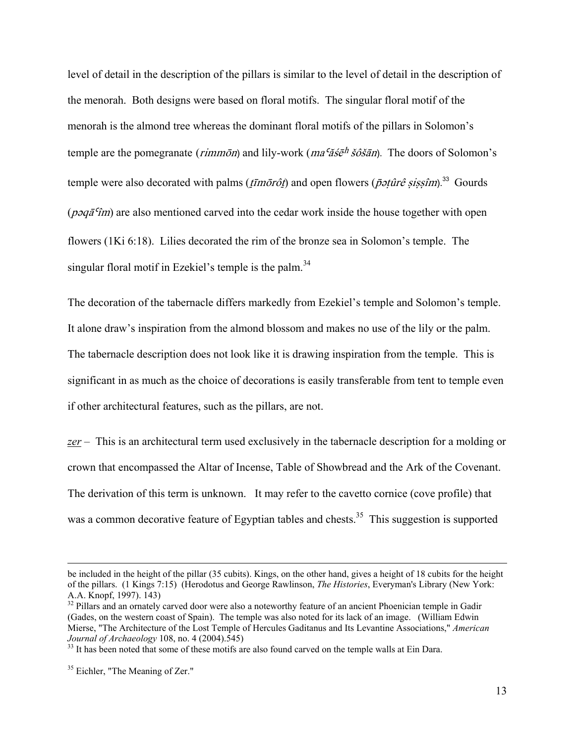level of detail in the description of the pillars is similar to the level of detail in the description of the menorah. Both designs were based on floral motifs. The singular floral motif of the menorah is the almond tree whereas the dominant floral motifs of the pillars in Solomon's temple are the pomegranate (*rimmōn*) and lily-work (*maʿăśēʰ šôšān*). The doors of Solomon's temple were also decorated with palms (*t̲īmōrôt̲*) and open flowers (*p̄əṭûrê ṣiṣṣîm*).[33] Gourds (*pəqāʿîm*) are also mentioned carved into the cedar work inside the house together with open flowers (1Ki 6:18). Lilies decorated the rim of the bronze sea in Solomon's temple. The singular floral motif in Ezekiel's temple is the palm.[34]

The decoration of the tabernacle differs markedly from Ezekiel's temple and Solomon's temple. It alone draw's inspiration from the almond blossom and makes no use of the lily or the palm. The tabernacle description does not look like it is drawing inspiration from the temple. This is significant in as much as the choice of decorations is easily transferable from tent to temple even if other architectural features, such as the pillars, are not.

<u>*zer*</u> – This is an architectural term used exclusively in the tabernacle description for a molding or crown that encompassed the Altar of Incense, Table of Showbread and the Ark of the Covenant. The derivation of this term is unknown. It may refer to the cavetto cornice (cove profile) that was a common decorative feature of Egyptian tables and chests.[35] This suggestion is supported

---

be included in the height of the pillar (35 cubits). Kings, on the other hand, gives a height of 18 cubits for the height of the pillars. (1 Kings 7:15) (Herodotus and George Rawlinson, *The Histories*, Everyman's Library (New York: A.A. Knopf, 1997). 143)

[32] Pillars and an ornately carved door were also a noteworthy feature of an ancient Phoenician temple in Gadir (Gades, on the western coast of Spain). The temple was also noted for its lack of an image. (William Edwin Mierse, "The Architecture of the Lost Temple of Hercules Gaditanus and Its Levantine Associations," *American Journal of Archaeology* 108, no. 4 (2004).545)

[33] It has been noted that some of these motifs are also found carved on the temple walls at Ein Dara.

[35] Eichler, "The Meaning of Zer."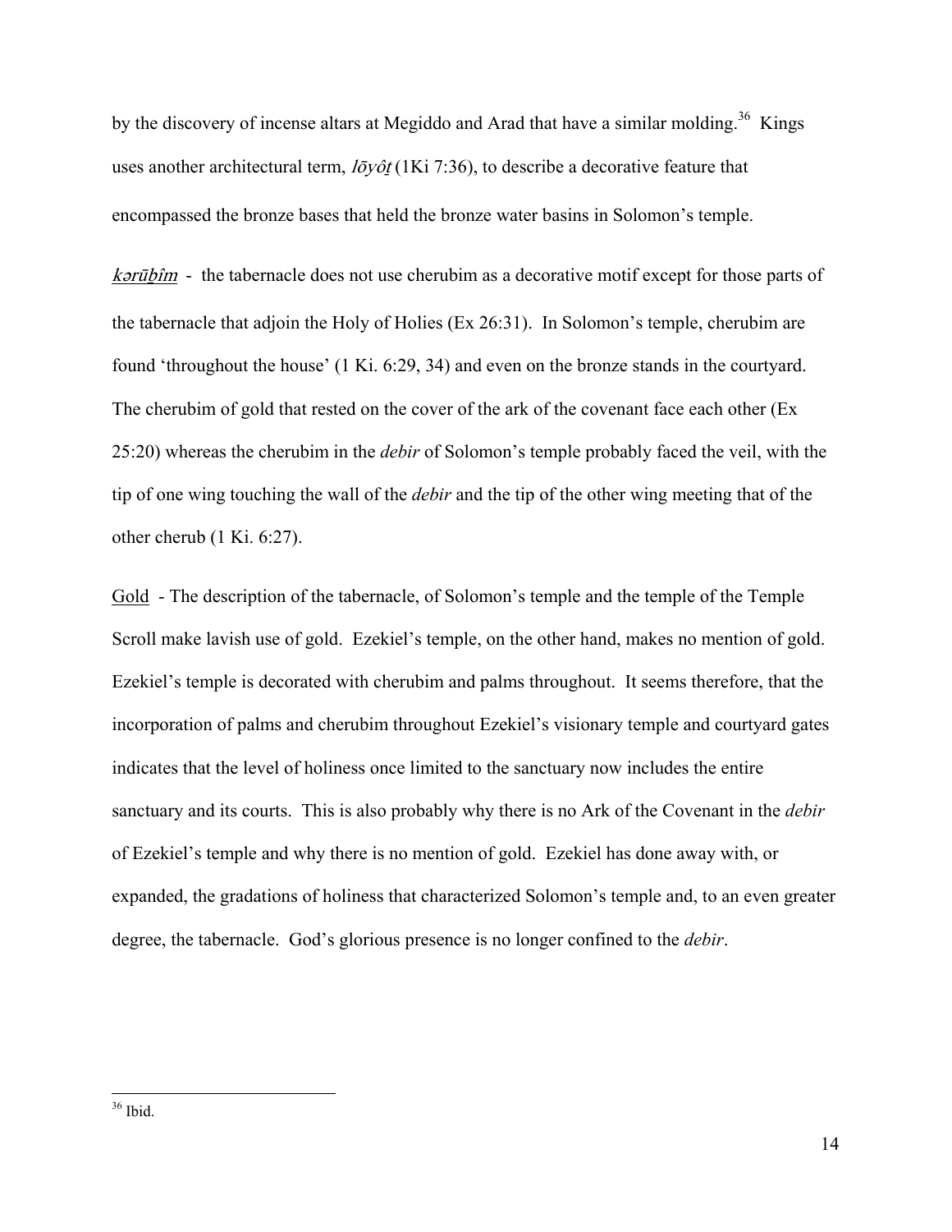by the discovery of incense altars at Megiddo and Arad that have a similar molding.[36] Kings uses another architectural term, *lōyôṯ* (1Ki 7:36), to describe a decorative feature that encompassed the bronze bases that held the bronze water basins in Solomon's temple.

*kərūḇîm* - the tabernacle does not use cherubim as a decorative motif except for those parts of the tabernacle that adjoin the Holy of Holies (Ex 26:31). In Solomon's temple, cherubim are found 'throughout the house' (1 Ki. 6:29, 34) and even on the bronze stands in the courtyard. The cherubim of gold that rested on the cover of the ark of the covenant face each other (Ex 25:20) whereas the cherubim in the *debir* of Solomon's temple probably faced the veil, with the tip of one wing touching the wall of the *debir* and the tip of the other wing meeting that of the other cherub (1 Ki. 6:27).

Gold - The description of the tabernacle, of Solomon's temple and the temple of the Temple Scroll make lavish use of gold. Ezekiel's temple, on the other hand, makes no mention of gold. Ezekiel's temple is decorated with cherubim and palms throughout. It seems therefore, that the incorporation of palms and cherubim throughout Ezekiel's visionary temple and courtyard gates indicates that the level of holiness once limited to the sanctuary now includes the entire sanctuary and its courts. This is also probably why there is no Ark of the Covenant in the *debir* of Ezekiel's temple and why there is no mention of gold. Ezekiel has done away with, or expanded, the gradations of holiness that characterized Solomon's temple and, to an even greater degree, the tabernacle. God's glorious presence is no longer confined to the *debir*.

---

[36] Ibid.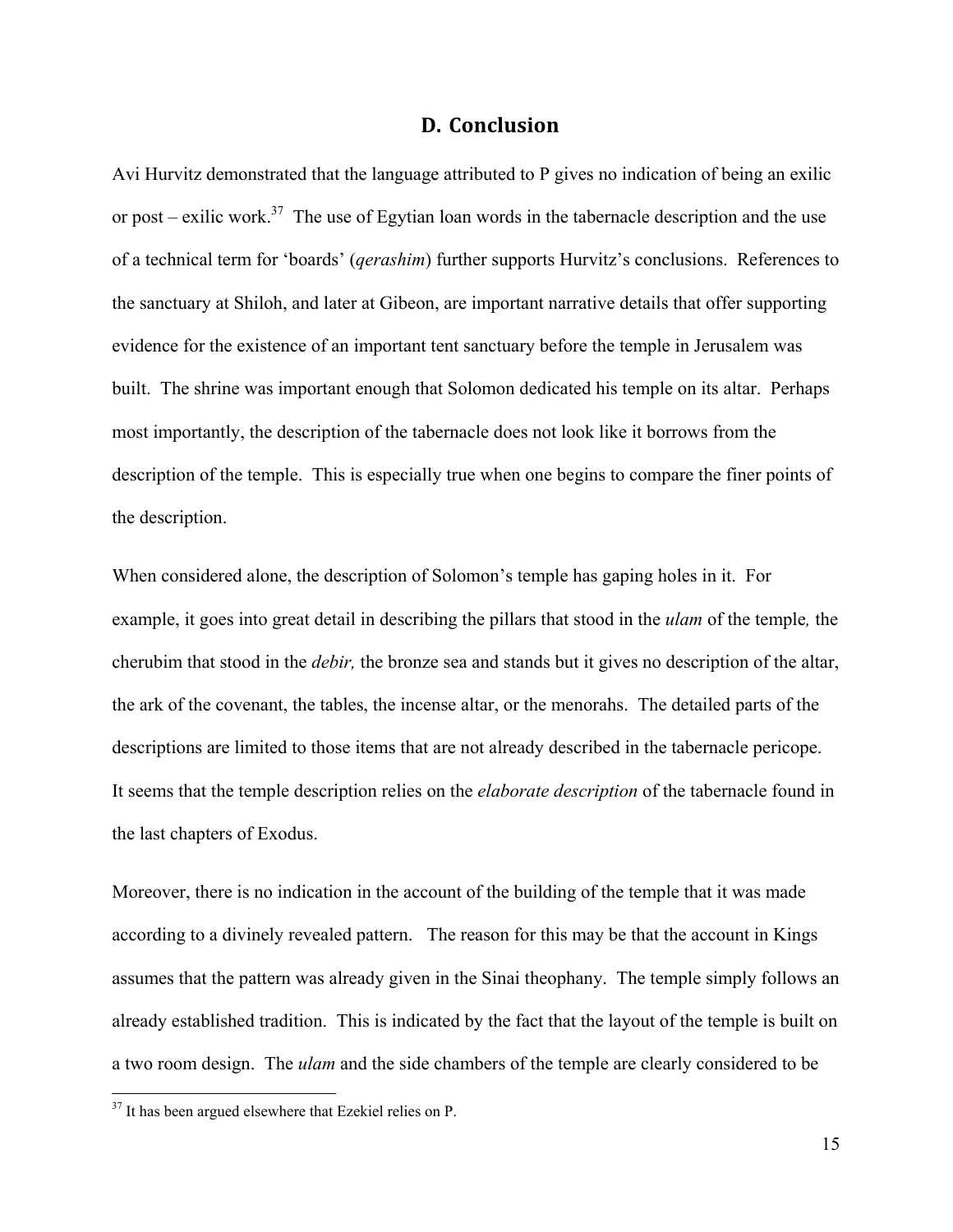## D. Conclusion

Avi Hurvitz demonstrated that the language attributed to P gives no indication of being an exilic or post – exilic work.[37] The use of Egyptian loan words in the tabernacle description and the use of a technical term for 'boards' (*qerashim*) further supports Hurvitz's conclusions. References to the sanctuary at Shiloh, and later at Gibeon, are important narrative details that offer supporting evidence for the existence of an important tent sanctuary before the temple in Jerusalem was built. The shrine was important enough that Solomon dedicated his temple on its altar. Perhaps most importantly, the description of the tabernacle does not look like it borrows from the description of the temple. This is especially true when one begins to compare the finer points of the description.

When considered alone, the description of Solomon's temple has gaping holes in it. For example, it goes into great detail in describing the pillars that stood in the *ulam* of the temple*,* the cherubim that stood in the *debir,* the bronze sea and stands but it gives no description of the altar, the ark of the covenant, the tables, the incense altar, or the menorahs. The detailed parts of the descriptions are limited to those items that are not already described in the tabernacle pericope. It seems that the temple description relies on the *elaborate description* of the tabernacle found in the last chapters of Exodus.

Moreover, there is no indication in the account of the building of the temple that it was made according to a divinely revealed pattern. The reason for this may be that the account in Kings assumes that the pattern was already given in the Sinai theophany. The temple simply follows an already established tradition. This is indicated by the fact that the layout of the temple is built on a two room design. The *ulam* and the side chambers of the temple are clearly considered to be

[37] It has been argued elsewhere that Ezekiel relies on P.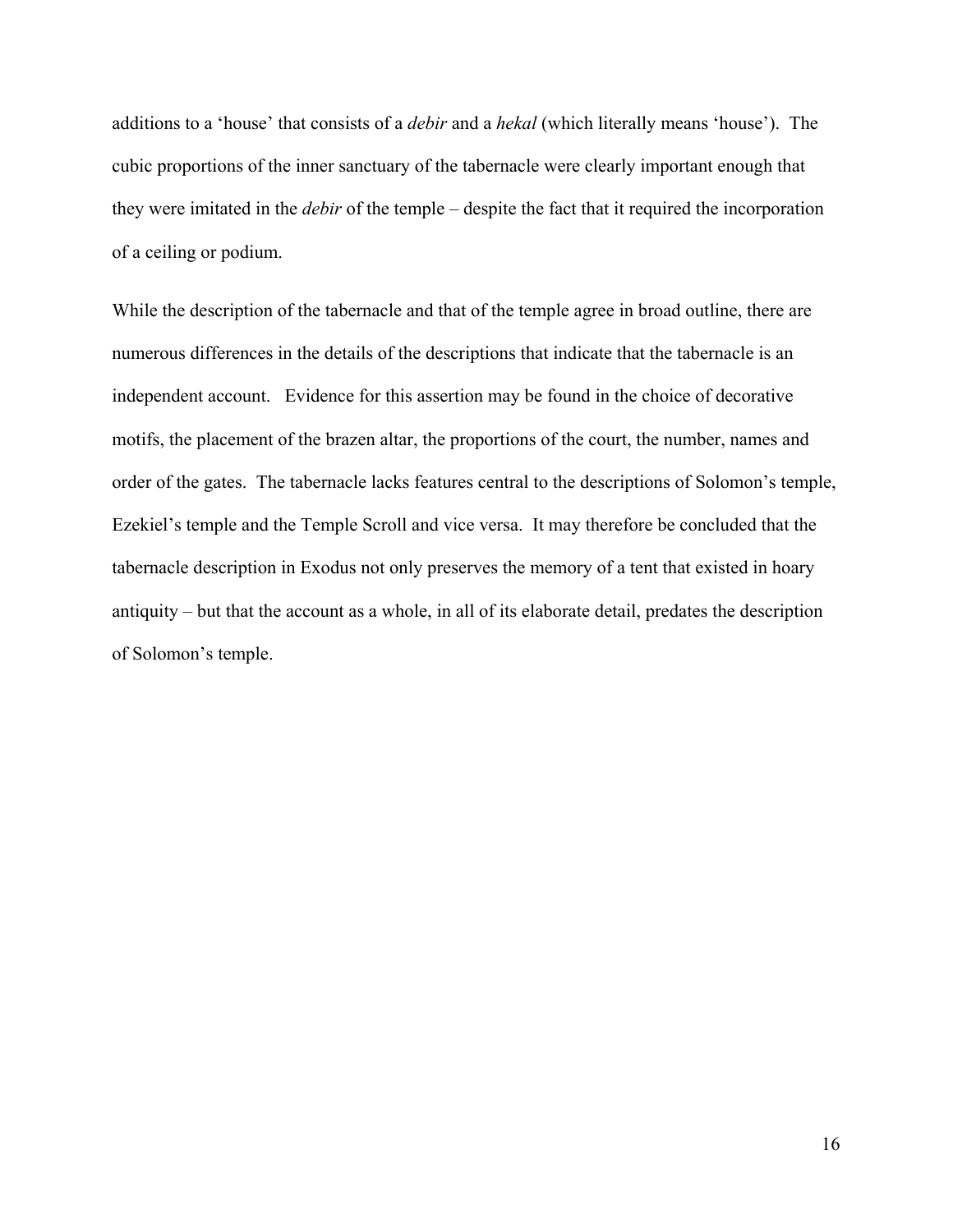additions to a 'house' that consists of a *debir* and a *hekal* (which literally means 'house'). The cubic proportions of the inner sanctuary of the tabernacle were clearly important enough that they were imitated in the *debir* of the temple – despite the fact that it required the incorporation of a ceiling or podium.

While the description of the tabernacle and that of the temple agree in broad outline, there are numerous differences in the details of the descriptions that indicate that the tabernacle is an independent account. Evidence for this assertion may be found in the choice of decorative motifs, the placement of the brazen altar, the proportions of the court, the number, names and order of the gates. The tabernacle lacks features central to the descriptions of Solomon's temple, Ezekiel's temple and the Temple Scroll and vice versa. It may therefore be concluded that the tabernacle description in Exodus not only preserves the memory of a tent that existed in hoary antiquity – but that the account as a whole, in all of its elaborate detail, predates the description of Solomon's temple.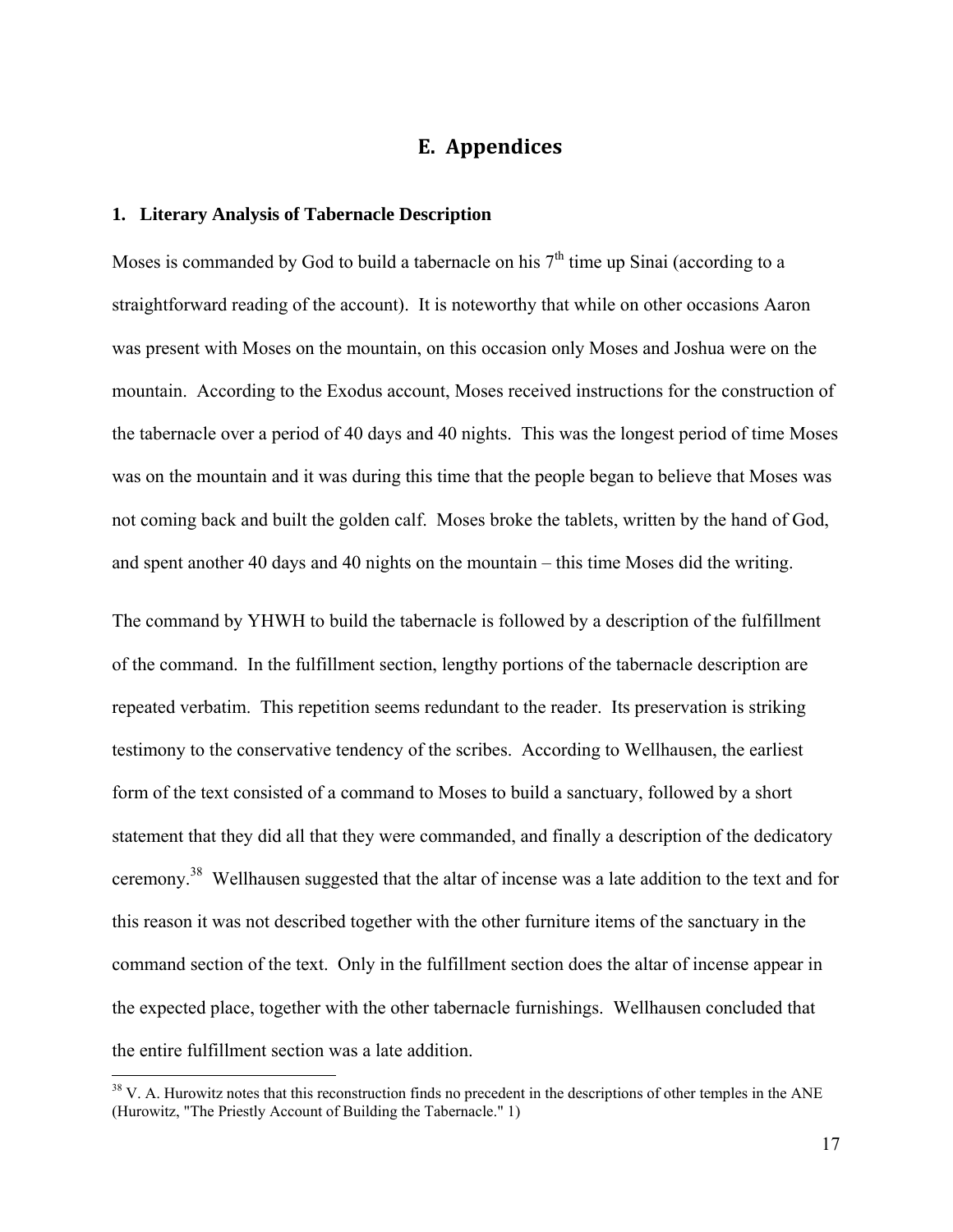# E. Appendices

### 1. Literary Analysis of Tabernacle Description

Moses is commanded by God to build a tabernacle on his 7th time up Sinai (according to a straightforward reading of the account). It is noteworthy that while on other occasions Aaron was present with Moses on the mountain, on this occasion only Moses and Joshua were on the mountain. According to the Exodus account, Moses received instructions for the construction of the tabernacle over a period of 40 days and 40 nights. This was the longest period of time Moses was on the mountain and it was during this time that the people began to believe that Moses was not coming back and built the golden calf. Moses broke the tablets, written by the hand of God, and spent another 40 days and 40 nights on the mountain – this time Moses did the writing.

The command by YHWH to build the tabernacle is followed by a description of the fulfillment of the command. In the fulfillment section, lengthy portions of the tabernacle description are repeated verbatim. This repetition seems redundant to the reader. Its preservation is striking testimony to the conservative tendency of the scribes. According to Wellhausen, the earliest form of the text consisted of a command to Moses to build a sanctuary, followed by a short statement that they did all that they were commanded, and finally a description of the dedicatory ceremony.[38] Wellhausen suggested that the altar of incense was a late addition to the text and for this reason it was not described together with the other furniture items of the sanctuary in the command section of the text. Only in the fulfillment section does the altar of incense appear in the expected place, together with the other tabernacle furnishings. Wellhausen concluded that the entire fulfillment section was a late addition.

[38] V. A. Hurowitz notes that this reconstruction finds no precedent in the descriptions of other temples in the ANE (Hurowitz, "The Priestly Account of Building the Tabernacle." 1)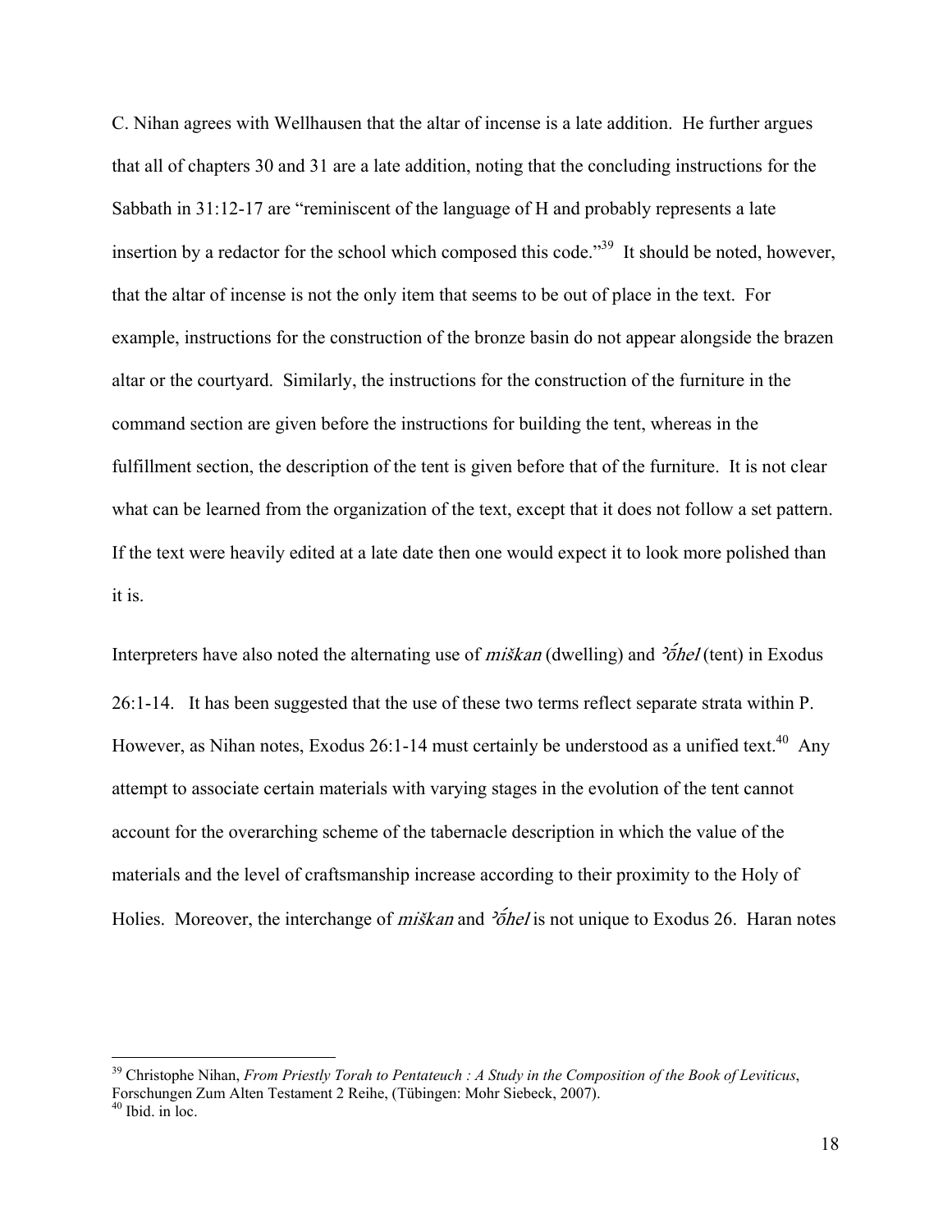C. Nihan agrees with Wellhausen that the altar of incense is a late addition. He further argues that all of chapters 30 and 31 are a late addition, noting that the concluding instructions for the Sabbath in 31:12-17 are "reminiscent of the language of H and probably represents a late insertion by a redactor for the school which composed this code."[39] It should be noted, however, that the altar of incense is not the only item that seems to be out of place in the text. For example, instructions for the construction of the bronze basin do not appear alongside the brazen altar or the courtyard. Similarly, the instructions for the construction of the furniture in the command section are given before the instructions for building the tent, whereas in the fulfillment section, the description of the tent is given before that of the furniture. It is not clear what can be learned from the organization of the text, except that it does not follow a set pattern. If the text were heavily edited at a late date then one would expect it to look more polished than it is.

Interpreters have also noted the alternating use of *miškan* (dwelling) and *ʾṓhel* (tent) in Exodus 26:1-14. It has been suggested that the use of these two terms reflect separate strata within P. However, as Nihan notes, Exodus 26:1-14 must certainly be understood as a unified text.[40] Any attempt to associate certain materials with varying stages in the evolution of the tent cannot account for the overarching scheme of the tabernacle description in which the value of the materials and the level of craftsmanship increase according to their proximity to the Holy of Holies. Moreover, the interchange of *miškan* and *ʾṓhel* is not unique to Exodus 26. Haran notes

---

[39] Christophe Nihan, *From Priestly Torah to Pentateuch : A Study in the Composition of the Book of Leviticus*, Forschungen Zum Alten Testament 2 Reihe, (Tübingen: Mohr Siebeck, 2007).

[40] Ibid. in loc.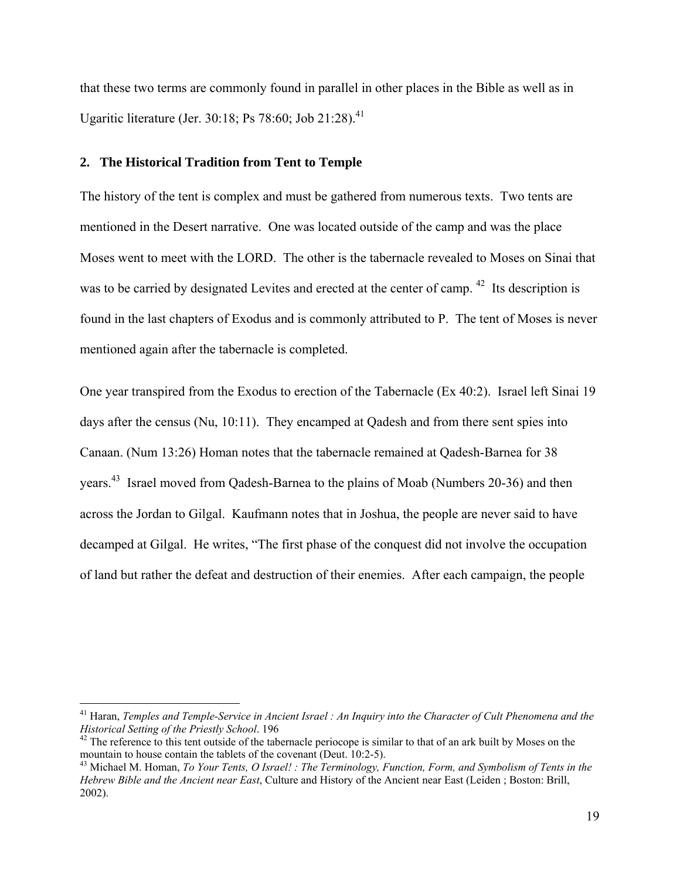that these two terms are commonly found in parallel in other places in the Bible as well as in Ugaritic literature (Jer. 30:18; Ps 78:60; Job 21:28).[41]

## 2. The Historical Tradition from Tent to Temple

The history of the tent is complex and must be gathered from numerous texts. Two tents are mentioned in the Desert narrative. One was located outside of the camp and was the place Moses went to meet with the LORD. The other is the tabernacle revealed to Moses on Sinai that was to be carried by designated Levites and erected at the center of camp. [42] Its description is found in the last chapters of Exodus and is commonly attributed to P. The tent of Moses is never mentioned again after the tabernacle is completed.

One year transpired from the Exodus to erection of the Tabernacle (Ex 40:2). Israel left Sinai 19 days after the census (Nu, 10:11). They encamped at Qadesh and from there sent spies into Canaan. (Num 13:26) Homan notes that the tabernacle remained at Qadesh-Barnea for 38 years.[43] Israel moved from Qadesh-Barnea to the plains of Moab (Numbers 20-36) and then across the Jordan to Gilgal. Kaufmann notes that in Joshua, the people are never said to have decamped at Gilgal. He writes, "The first phase of the conquest did not involve the occupation of land but rather the defeat and destruction of their enemies. After each campaign, the people

---

[41] Haran, *Temples and Temple-Service in Ancient Israel : An Inquiry into the Character of Cult Phenomena and the Historical Setting of the Priestly School*. 196

[42] The reference to this tent outside of the tabernacle periocope is similar to that of an ark built by Moses on the mountain to house contain the tablets of the covenant (Deut. 10:2-5).

[43] Michael M. Homan, *To Your Tents, O Israel! : The Terminology, Function, Form, and Symbolism of Tents in the Hebrew Bible and the Ancient near East*, Culture and History of the Ancient near East (Leiden ; Boston: Brill, 2002).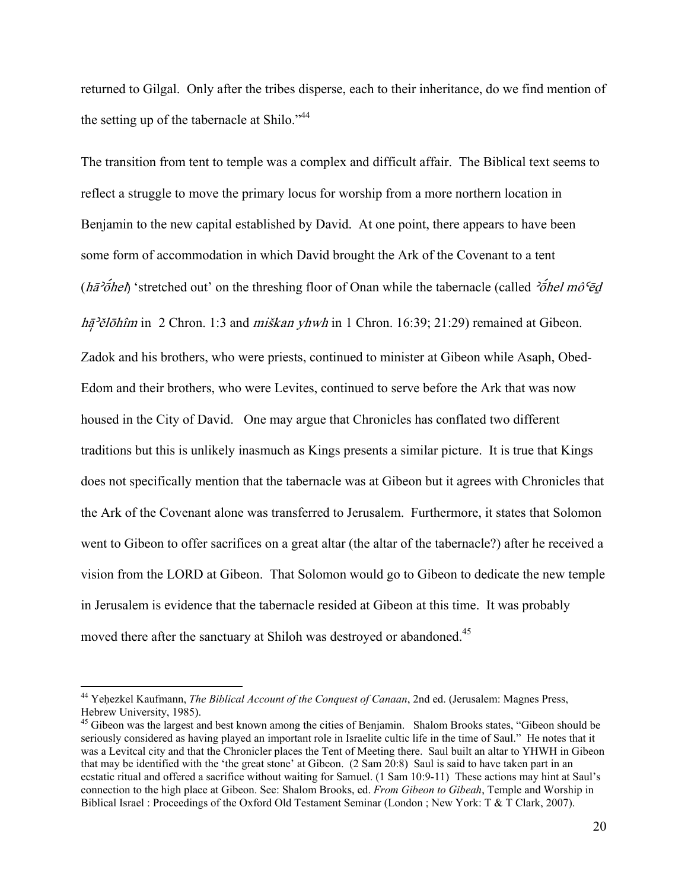returned to Gilgal. Only after the tribes disperse, each to their inheritance, do we find mention of the setting up of the tabernacle at Shilo."[44]

The transition from tent to temple was a complex and difficult affair. The Biblical text seems to reflect a struggle to move the primary locus for worship from a more northern location in Benjamin to the new capital established by David. At one point, there appears to have been some form of accommodation in which David brought the Ark of the Covenant to a tent (*hāʾṓhel*) 'stretched out' on the threshing floor of Onan while the tabernacle (called *ʾṓhel môʿēḏ hā̩ʾĕlōhîm* in 2 Chron. 1:3 and *miškan yhwh* in 1 Chron. 16:39; 21:29) remained at Gibeon. Zadok and his brothers, who were priests, continued to minister at Gibeon while Asaph, Obed-Edom and their brothers, who were Levites, continued to serve before the Ark that was now housed in the City of David. One may argue that Chronicles has conflated two different traditions but this is unlikely inasmuch as Kings presents a similar picture. It is true that Kings does not specifically mention that the tabernacle was at Gibeon but it agrees with Chronicles that the Ark of the Covenant alone was transferred to Jerusalem. Furthermore, it states that Solomon went to Gibeon to offer sacrifices on a great altar (the altar of the tabernacle?) after he received a vision from the LORD at Gibeon. That Solomon would go to Gibeon to dedicate the new temple in Jerusalem is evidence that the tabernacle resided at Gibeon at this time. It was probably moved there after the sanctuary at Shiloh was destroyed or abandoned.[45]

---

[44] Yeḥezkel Kaufmann, *The Biblical Account of the Conquest of Canaan*, 2nd ed. (Jerusalem: Magnes Press, Hebrew University, 1985).

[45] Gibeon was the largest and best known among the cities of Benjamin. Shalom Brooks states, "Gibeon should be seriously considered as having played an important role in Israelite cultic life in the time of Saul." He notes that it was a Levitcal city and that the Chronicler places the Tent of Meeting there. Saul built an altar to YHWH in Gibeon that may be identified with the 'the great stone' at Gibeon. (2 Sam 20:8) Saul is said to have taken part in an ecstatic ritual and offered a sacrifice without waiting for Samuel. (1 Sam 10:9-11) These actions may hint at Saul's connection to the high place at Gibeon. See: Shalom Brooks, ed. *From Gibeon to Gibeah*, Temple and Worship in Biblical Israel : Proceedings of the Oxford Old Testament Seminar (London ; New York: T & T Clark, 2007).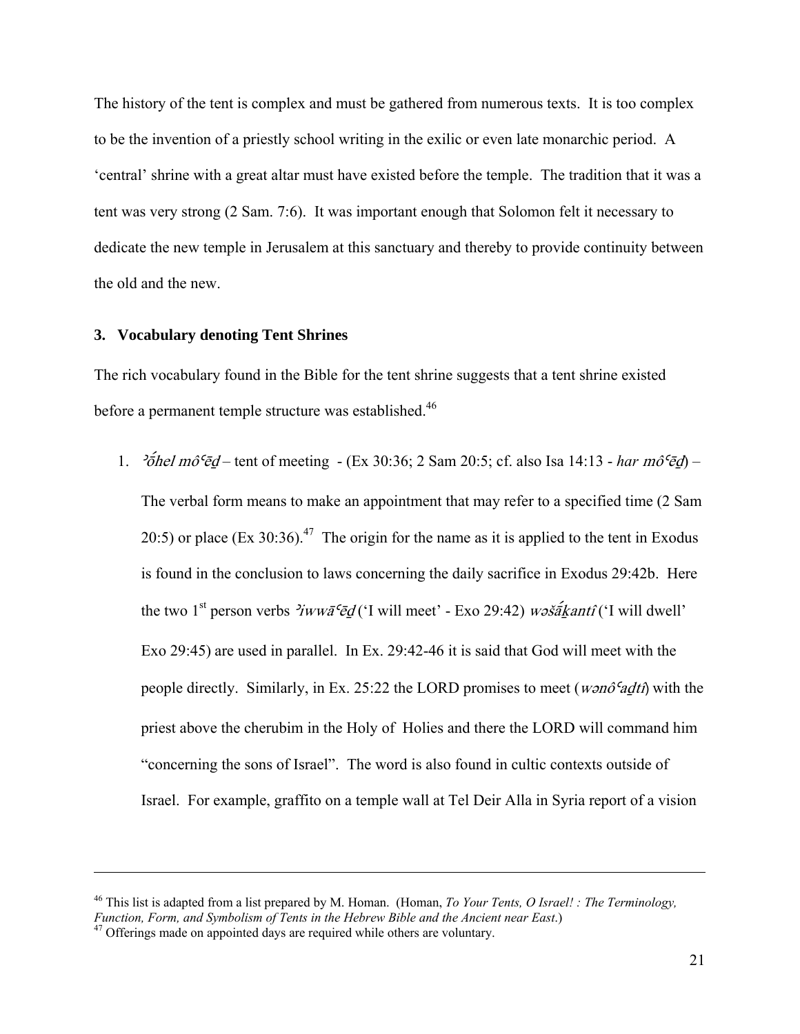The history of the tent is complex and must be gathered from numerous texts. It is too complex to be the invention of a priestly school writing in the exilic or even late monarchic period. A 'central' shrine with a great altar must have existed before the temple. The tradition that it was a tent was very strong (2 Sam. 7:6). It was important enough that Solomon felt it necessary to dedicate the new temple in Jerusalem at this sanctuary and thereby to provide continuity between the old and the new.

### 3. Vocabulary denoting Tent Shrines

The rich vocabulary found in the Bible for the tent shrine suggests that a tent shrine existed before a permanent temple structure was established.[46]

1. *ʾṓhel môʿēḏ* – tent of meeting - (Ex 30:36; 2 Sam 20:5; cf. also Isa 14:13 - *har môʿēḏ*) – The verbal form means to make an appointment that may refer to a specified time (2 Sam 20:5) or place (Ex 30:36).[47] The origin for the name as it is applied to the tent in Exodus is found in the conclusion to laws concerning the daily sacrifice in Exodus 29:42b. Here the two 1st person verbs *ʾiwwāʿēḏ* ('I will meet' - Exo 29:42) *wəšā́ḵantî* ('I will dwell' Exo 29:45) are used in parallel. In Ex. 29:42-46 it is said that God will meet with the people directly. Similarly, in Ex. 25:22 the LORD promises to meet (*wənôʿaḏtî*) with the priest above the cherubim in the Holy of Holies and there the LORD will command him "concerning the sons of Israel". The word is also found in cultic contexts outside of Israel. For example, graffito on a temple wall at Tel Deir Alla in Syria report of a vision

---

[46] This list is adapted from a list prepared by M. Homan. (Homan, *To Your Tents, O Israel! : The Terminology, Function, Form, and Symbolism of Tents in the Hebrew Bible and the Ancient near East*.)

[47] Offerings made on appointed days are required while others are voluntary.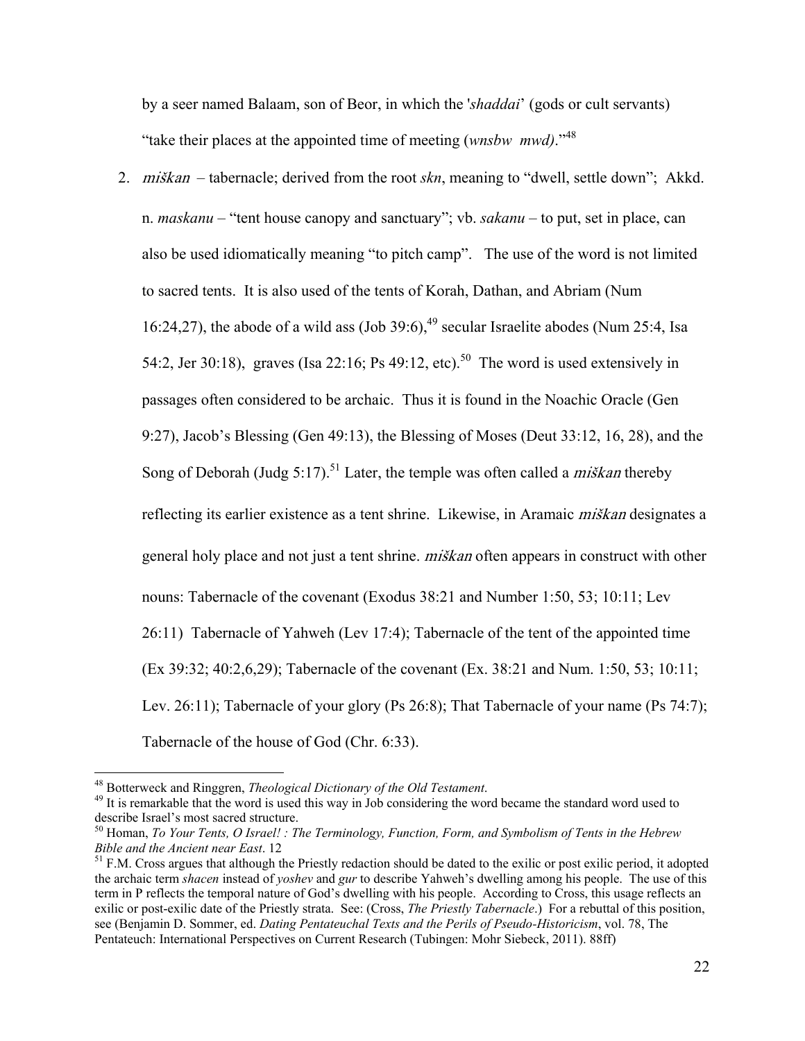by a seer named Balaam, son of Beor, in which the '*shaddai*' (gods or cult servants) "take their places at the appointed time of meeting (*wnsbw mwd)*."[48]

2. *miškan* – tabernacle; derived from the root *skn*, meaning to "dwell, settle down"; Akkd. n. *maskanu* – "tent house canopy and sanctuary"; vb. *sakanu* – to put, set in place, can also be used idiomatically meaning "to pitch camp". The use of the word is not limited to sacred tents. It is also used of the tents of Korah, Dathan, and Abriam (Num 16:24,27), the abode of a wild ass (Job 39:6),[49] secular Israelite abodes (Num 25:4, Isa 54:2, Jer 30:18), graves (Isa 22:16; Ps 49:12, etc).[50] The word is used extensively in passages often considered to be archaic. Thus it is found in the Noachic Oracle (Gen 9:27), Jacob's Blessing (Gen 49:13), the Blessing of Moses (Deut 33:12, 16, 28), and the Song of Deborah (Judg 5:17).[51] Later, the temple was often called a *miškan* thereby reflecting its earlier existence as a tent shrine. Likewise, in Aramaic *miškan* designates a general holy place and not just a tent shrine. *miškan* often appears in construct with other nouns: Tabernacle of the covenant (Exodus 38:21 and Number 1:50, 53; 10:11; Lev 26:11) Tabernacle of Yahweh (Lev 17:4); Tabernacle of the tent of the appointed time (Ex 39:32; 40:2,6,29); Tabernacle of the covenant (Ex. 38:21 and Num. 1:50, 53; 10:11; Lev. 26:11); Tabernacle of your glory (Ps 26:8); That Tabernacle of your name (Ps 74:7); Tabernacle of the house of God (Chr. 6:33).

---

[48] Botterweck and Ringgren, *Theological Dictionary of the Old Testament*.

[49] It is remarkable that the word is used this way in Job considering the word became the standard word used to describe Israel's most sacred structure.

[50] Homan, *To Your Tents, O Israel! : The Terminology, Function, Form, and Symbolism of Tents in the Hebrew Bible and the Ancient near East*. 12

[51] F.M. Cross argues that although the Priestly redaction should be dated to the exilic or post exilic period, it adopted the archaic term *shacen* instead of *yoshev* and *gur* to describe Yahweh's dwelling among his people. The use of this term in P reflects the temporal nature of God's dwelling with his people. According to Cross, this usage reflects an exilic or post-exilic date of the Priestly strata. See: (Cross, *The Priestly Tabernacle*.) For a rebuttal of this position, see (Benjamin D. Sommer, ed. *Dating Pentateuchal Texts and the Perils of Pseudo-Historicism*, vol. 78, The Pentateuch: International Perspectives on Current Research (Tubingen: Mohr Siebeck, 2011). 88ff)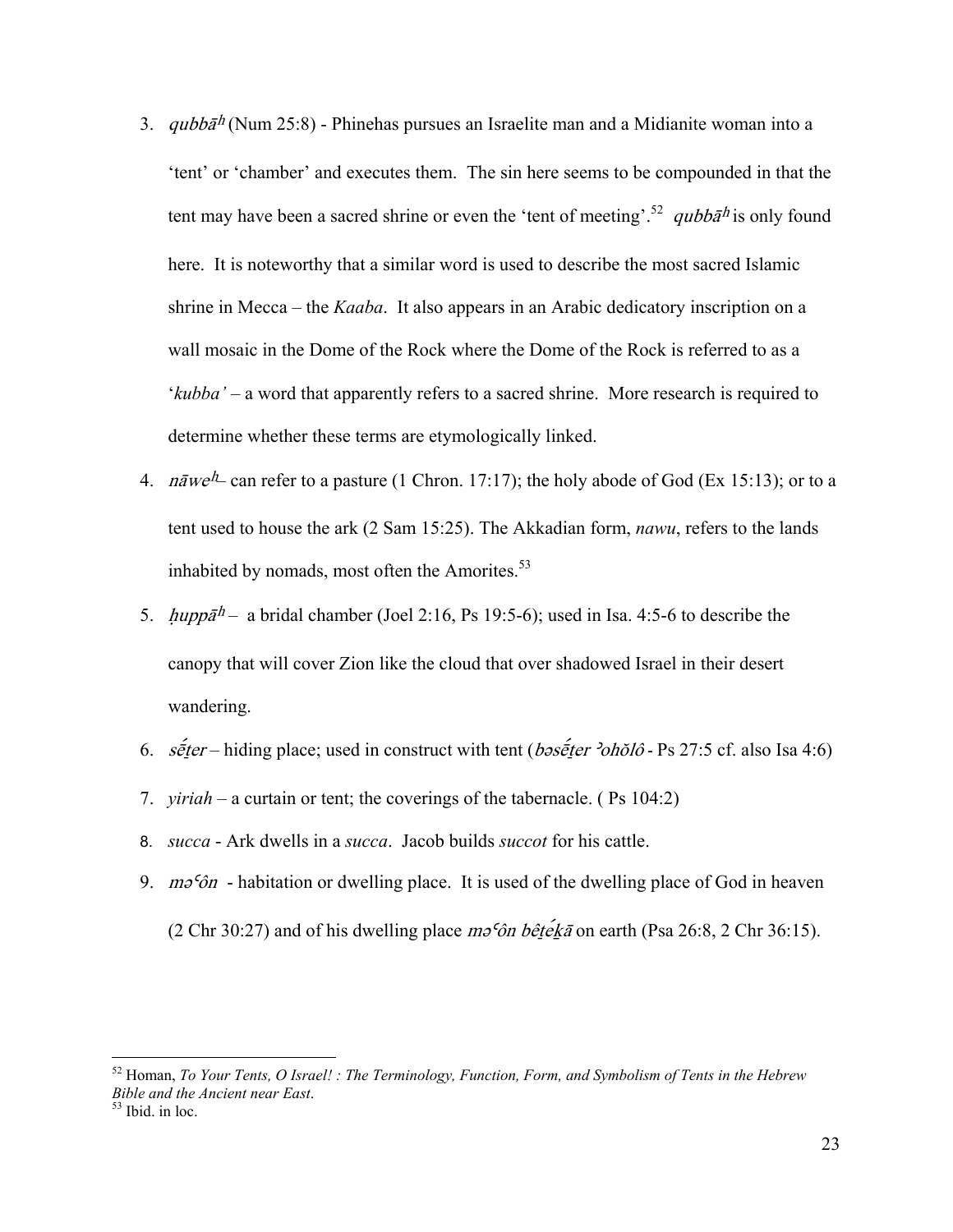3. *qubbāh* (Num 25:8) - Phinehas pursues an Israelite man and a Midianite woman into a 'tent' or 'chamber' and executes them. The sin here seems to be compounded in that the tent may have been a sacred shrine or even the 'tent of meeting'.[52] *qubbāh* is only found here. It is noteworthy that a similar word is used to describe the most sacred Islamic shrine in Mecca – the *Kaaba*. It also appears in an Arabic dedicatory inscription on a wall mosaic in the Dome of the Rock where the Dome of the Rock is referred to as a '*kubba'* – a word that apparently refers to a sacred shrine. More research is required to determine whether these terms are etymologically linked.
4. *nāweh* – can refer to a pasture (1 Chron. 17:17); the holy abode of God (Ex 15:13); or to a tent used to house the ark (2 Sam 15:25). The Akkadian form, *nawu*, refers to the lands inhabited by nomads, most often the Amorites.[53]
5. *ḥuppāh* – a bridal chamber (Joel 2:16, Ps 19:5-6); used in Isa. 4:5-6 to describe the canopy that will cover Zion like the cloud that over shadowed Israel in their desert wandering.
6. *sḗṯer* – hiding place; used in construct with tent (*bəsḗṯer ʾohŏlô* - Ps 27:5 cf. also Isa 4:6)
7. *yiriah* – a curtain or tent; the coverings of the tabernacle. ( Ps 104:2)
8. *succa* - Ark dwells in a *succa*. Jacob builds *succot* for his cattle.
9. *məʿôn* - habitation or dwelling place. It is used of the dwelling place of God in heaven (2 Chr 30:27) and of his dwelling place *məʿôn bêṯéḵā* on earth (Psa 26:8, 2 Chr 36:15).

---

[52] Homan, *To Your Tents, O Israel! : The Terminology, Function, Form, and Symbolism of Tents in the Hebrew Bible and the Ancient near East*.

[53] Ibid. in loc.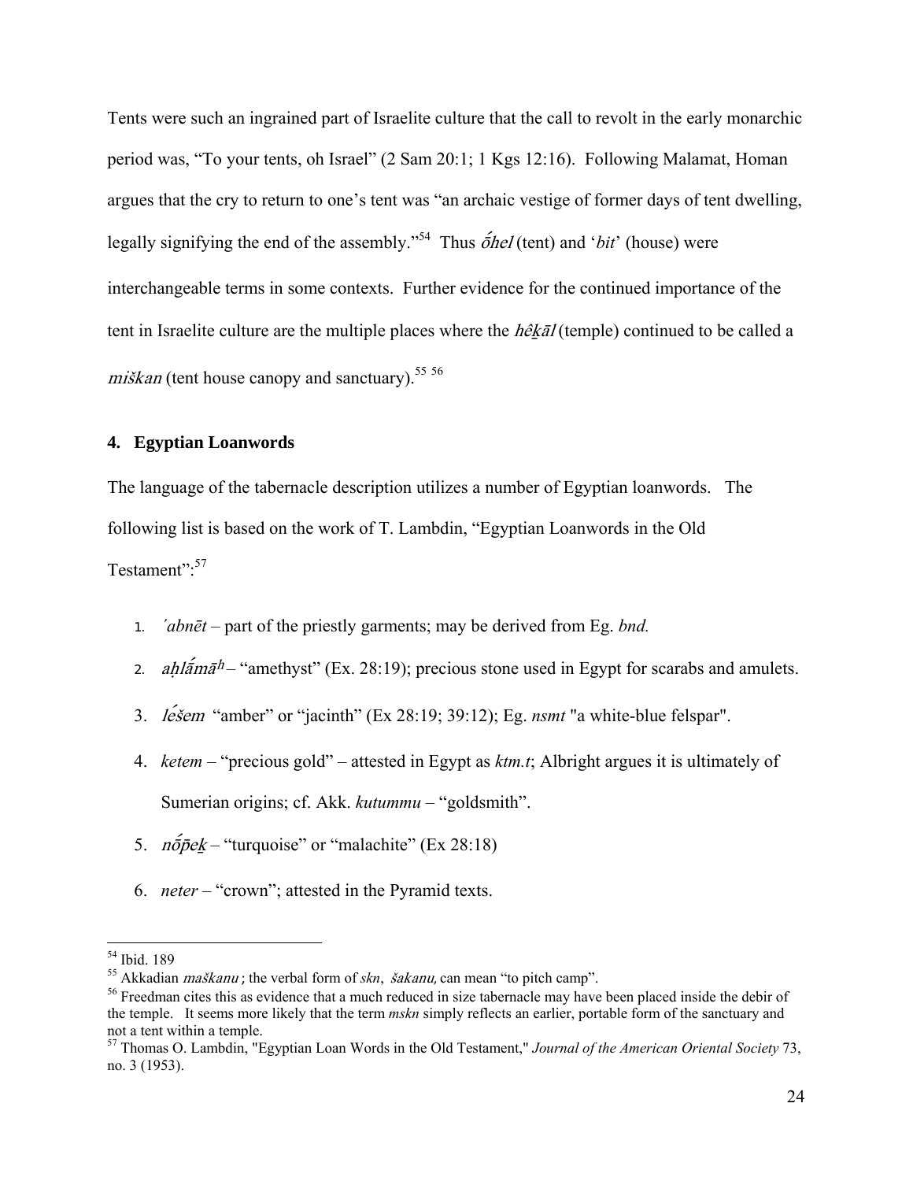Tents were such an ingrained part of Israelite culture that the call to revolt in the early monarchic period was, "To your tents, oh Israel" (2 Sam 20:1; 1 Kgs 12:16). Following Malamat, Homan argues that the cry to return to one's tent was "an archaic vestige of former days of tent dwelling, legally signifying the end of the assembly."[54] Thus *ṓhel* (tent) and '*bit*' (house) were interchangeable terms in some contexts. Further evidence for the continued importance of the tent in Israelite culture are the multiple places where the *hêḵāl* (temple) continued to be called a *miškan* (tent house canopy and sanctuary).[55] [56]

## 4. Egyptian Loanwords

The language of the tabernacle description utilizes a number of Egyptian loanwords. The following list is based on the work of T. Lambdin, "Egyptian Loanwords in the Old Testament":[57]

1. *ʹabnēt* – part of the priestly garments; may be derived from Eg. *bnd.*
2. *aḥlā́māʰ* – "amethyst" (Ex. 28:19); precious stone used in Egypt for scarabs and amulets.
3. *lèšem* "amber" or "jacinth" (Ex 28:19; 39:12); Eg. *nsmt* "a white-blue felspar".
4. *ketem* – "precious gold" – attested in Egypt as *ktm.t*; Albright argues it is ultimately of Sumerian origins; cf. Akk. *kutummu* – "goldsmith".
5. *nṓp̄eḵ* – "turquoise" or "malachite" (Ex 28:18)
6. *neter* – "crown"; attested in the Pyramid texts.

---

[54] Ibid. 189

[55] Akkadian *maškanu*; the verbal form of *skn*, *šakanu*, can mean "to pitch camp".

[56] Freedman cites this as evidence that a much reduced in size tabernacle may have been placed inside the debir of the temple. It seems more likely that the term *mskn* simply reflects an earlier, portable form of the sanctuary and not a tent within a temple.

[57] Thomas O. Lambdin, "Egyptian Loan Words in the Old Testament," *Journal of the American Oriental Society* 73, no. 3 (1953).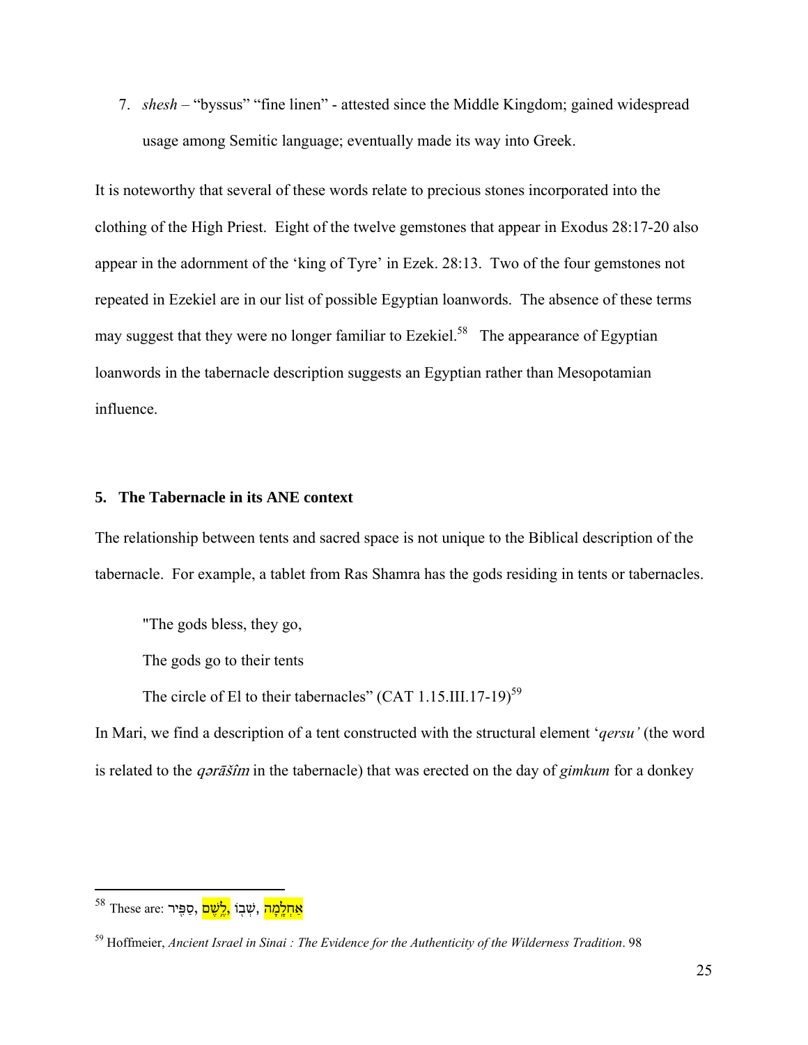7. *shesh* – "byssus" "fine linen" - attested since the Middle Kingdom; gained widespread usage among Semitic language; eventually made its way into Greek.

It is noteworthy that several of these words relate to precious stones incorporated into the clothing of the High Priest. Eight of the twelve gemstones that appear in Exodus 28:17-20 also appear in the adornment of the 'king of Tyre' in Ezek. 28:13. Two of the four gemstones not repeated in Ezekiel are in our list of possible Egyptian loanwords. The absence of these terms may suggest that they were no longer familiar to Ezekiel.[58] The appearance of Egyptian loanwords in the tabernacle description suggests an Egyptian rather than Mesopotamian influence.

## 5. The Tabernacle in its ANE context

The relationship between tents and sacred space is not unique to the Biblical description of the tabernacle. For example, a tablet from Ras Shamra has the gods residing in tents or tabernacles.

> "The gods bless, they go,
>
> The gods go to their tents
>
> The circle of El to their tabernacles" (CAT 1.15.III.17-19)[59]

In Mari, we find a description of a tent constructed with the structural element '*qersu'* (the word is related to the *qərāšîm* in the tabernacle) that was erected on the day of *gimkum* for a donkey

---

[58] These are: סַפִּיר, לֶשֶׁם, שְׁבוֹ, אַחְלָמָה

[59] Hoffmeier, *Ancient Israel in Sinai : The Evidence for the Authenticity of the Wilderness Tradition*. 98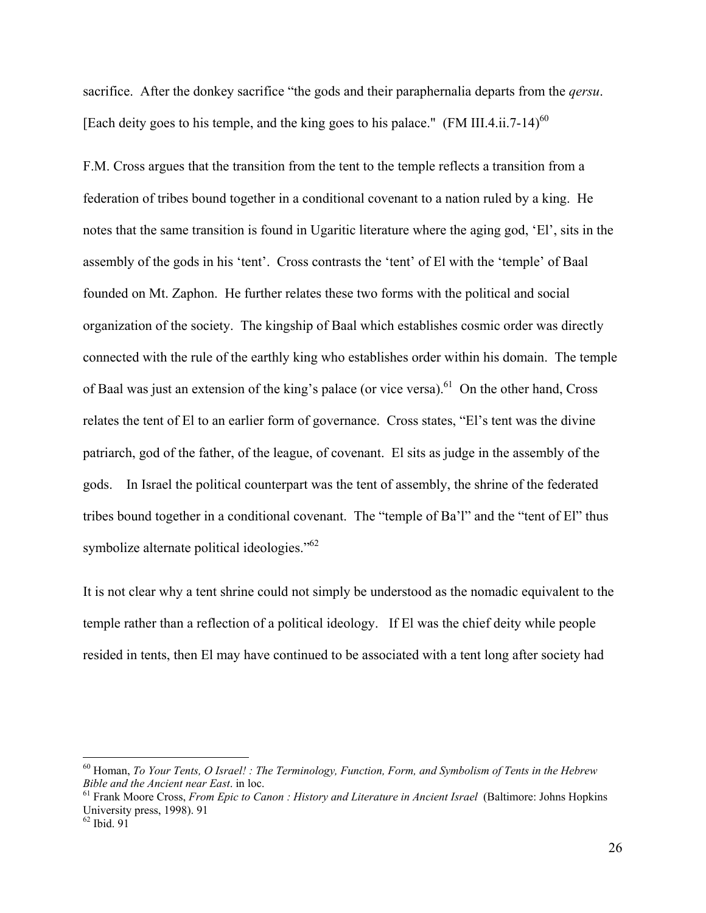sacrifice. After the donkey sacrifice "the gods and their paraphernalia departs from the *qersu*. [Each deity goes to his temple, and the king goes to his palace." (FM III.4.ii.7-14)[60]

F.M. Cross argues that the transition from the tent to the temple reflects a transition from a federation of tribes bound together in a conditional covenant to a nation ruled by a king. He notes that the same transition is found in Ugaritic literature where the aging god, 'El', sits in the assembly of the gods in his 'tent'. Cross contrasts the 'tent' of El with the 'temple' of Baal founded on Mt. Zaphon. He further relates these two forms with the political and social organization of the society. The kingship of Baal which establishes cosmic order was directly connected with the rule of the earthly king who establishes order within his domain. The temple of Baal was just an extension of the king's palace (or vice versa).[61] On the other hand, Cross relates the tent of El to an earlier form of governance. Cross states, "El's tent was the divine patriarch, god of the father, of the league, of covenant. El sits as judge in the assembly of the gods. In Israel the political counterpart was the tent of assembly, the shrine of the federated tribes bound together in a conditional covenant. The "temple of Ba'l" and the "tent of El" thus symbolize alternate political ideologies."[62]

It is not clear why a tent shrine could not simply be understood as the nomadic equivalent to the temple rather than a reflection of a political ideology. If El was the chief deity while people resided in tents, then El may have continued to be associated with a tent long after society had

---

[60] Homan, *To Your Tents, O Israel! : The Terminology, Function, Form, and Symbolism of Tents in the Hebrew Bible and the Ancient near East*. in loc.

[61] Frank Moore Cross, *From Epic to Canon : History and Literature in Ancient Israel* (Baltimore: Johns Hopkins University press, 1998). 91

[62] Ibid. 91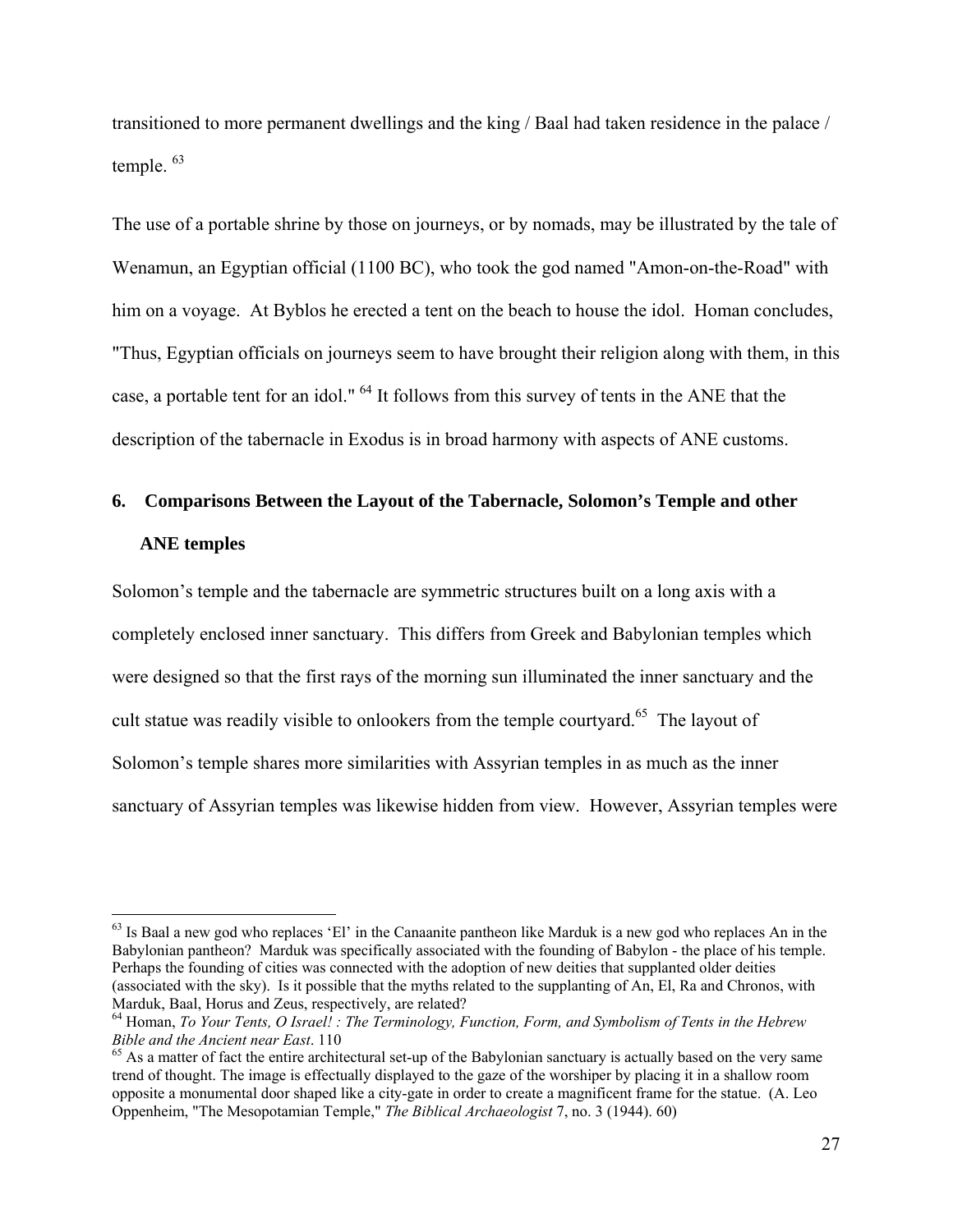transitioned to more permanent dwellings and the king / Baal had taken residence in the palace / temple. [63]

The use of a portable shrine by those on journeys, or by nomads, may be illustrated by the tale of Wenamun, an Egyptian official (1100 BC), who took the god named "Amon-on-the-Road" with him on a voyage. At Byblos he erected a tent on the beach to house the idol. Homan concludes, "Thus, Egyptian officials on journeys seem to have brought their religion along with them, in this case, a portable tent for an idol." [64] It follows from this survey of tents in the ANE that the description of the tabernacle in Exodus is in broad harmony with aspects of ANE customs.

## 6. Comparisons Between the Layout of the Tabernacle, Solomon's Temple and other ANE temples

Solomon's temple and the tabernacle are symmetric structures built on a long axis with a completely enclosed inner sanctuary. This differs from Greek and Babylonian temples which were designed so that the first rays of the morning sun illuminated the inner sanctuary and the cult statue was readily visible to onlookers from the temple courtyard.[65] The layout of Solomon's temple shares more similarities with Assyrian temples in as much as the inner sanctuary of Assyrian temples was likewise hidden from view. However, Assyrian temples were

---

[63] Is Baal a new god who replaces 'El' in the Canaanite pantheon like Marduk is a new god who replaces An in the Babylonian pantheon? Marduk was specifically associated with the founding of Babylon - the place of his temple. Perhaps the founding of cities was connected with the adoption of new deities that supplanted older deities (associated with the sky). Is it possible that the myths related to the supplanting of An, El, Ra and Chronos, with Marduk, Baal, Horus and Zeus, respectively, are related?

[64] Homan, *To Your Tents, O Israel! : The Terminology, Function, Form, and Symbolism of Tents in the Hebrew Bible and the Ancient near East*. 110

[65] As a matter of fact the entire architectural set-up of the Babylonian sanctuary is actually based on the very same trend of thought. The image is effectually displayed to the gaze of the worshiper by placing it in a shallow room opposite a monumental door shaped like a city-gate in order to create a magnificent frame for the statue. (A. Leo Oppenheim, "The Mesopotamian Temple," *The Biblical Archaeologist* 7, no. 3 (1944). 60)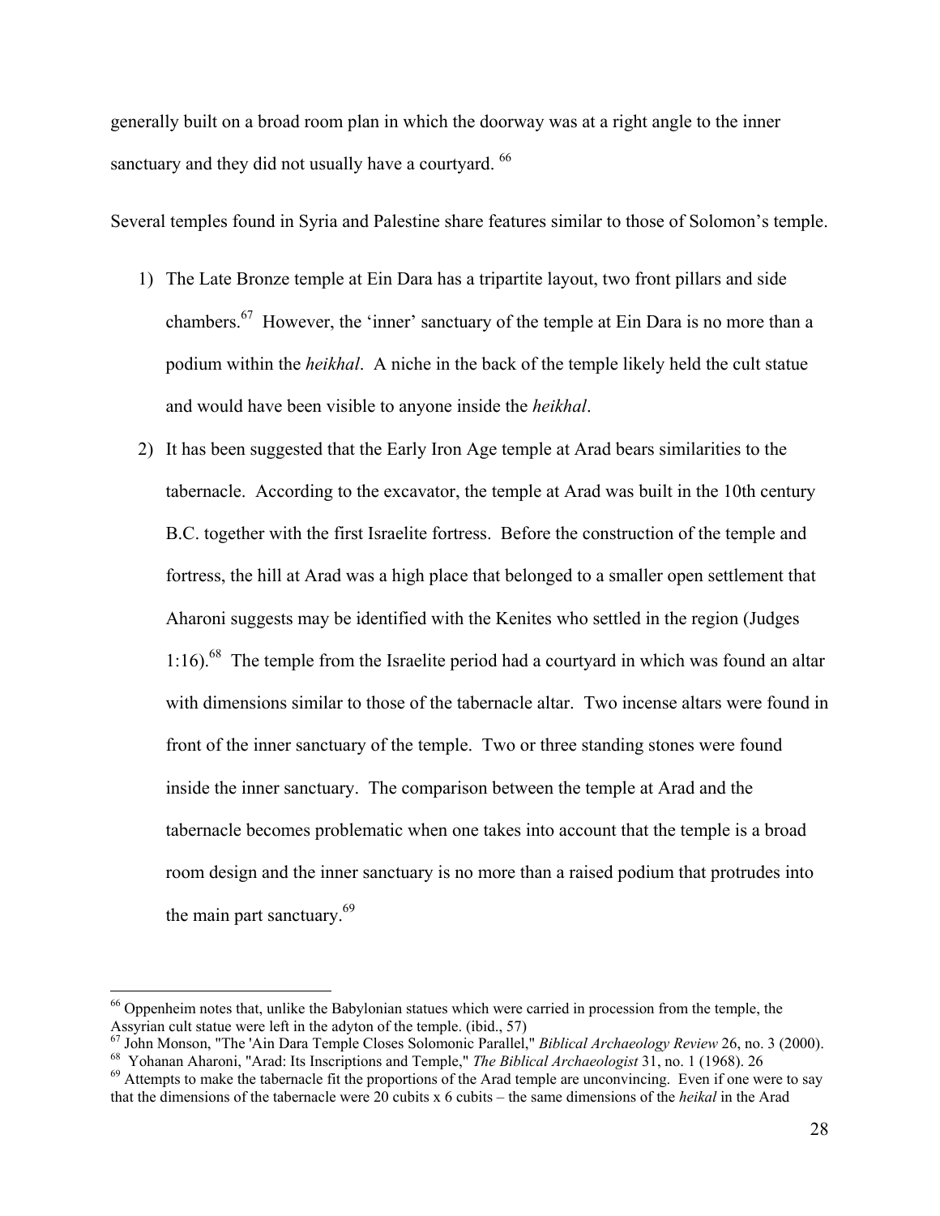generally built on a broad room plan in which the doorway was at a right angle to the inner sanctuary and they did not usually have a courtyard. [66]

Several temples found in Syria and Palestine share features similar to those of Solomon's temple.

1) The Late Bronze temple at Ein Dara has a tripartite layout, two front pillars and side chambers.[67] However, the 'inner' sanctuary of the temple at Ein Dara is no more than a podium within the *heikhal*. A niche in the back of the temple likely held the cult statue and would have been visible to anyone inside the *heikhal*.

2) It has been suggested that the Early Iron Age temple at Arad bears similarities to the tabernacle. According to the excavator, the temple at Arad was built in the 10th century B.C. together with the first Israelite fortress. Before the construction of the temple and fortress, the hill at Arad was a high place that belonged to a smaller open settlement that Aharoni suggests may be identified with the Kenites who settled in the region (Judges 1:16).[68] The temple from the Israelite period had a courtyard in which was found an altar with dimensions similar to those of the tabernacle altar. Two incense altars were found in front of the inner sanctuary of the temple. Two or three standing stones were found inside the inner sanctuary. The comparison between the temple at Arad and the tabernacle becomes problematic when one takes into account that the temple is a broad room design and the inner sanctuary is no more than a raised podium that protrudes into the main part sanctuary.[69]

---

[66] Oppenheim notes that, unlike the Babylonian statues which were carried in procession from the temple, the Assyrian cult statue were left in the adyton of the temple. (ibid., 57)

[67] John Monson, "The 'Ain Dara Temple Closes Solomonic Parallel," *Biblical Archaeology Review* 26, no. 3 (2000).

[68] Yohanan Aharoni, "Arad: Its Inscriptions and Temple," *The Biblical Archaeologist* 31, no. 1 (1968). 26

[69] Attempts to make the tabernacle fit the proportions of the Arad temple are unconvincing. Even if one were to say that the dimensions of the tabernacle were 20 cubits x 6 cubits – the same dimensions of the *heikal* in the Arad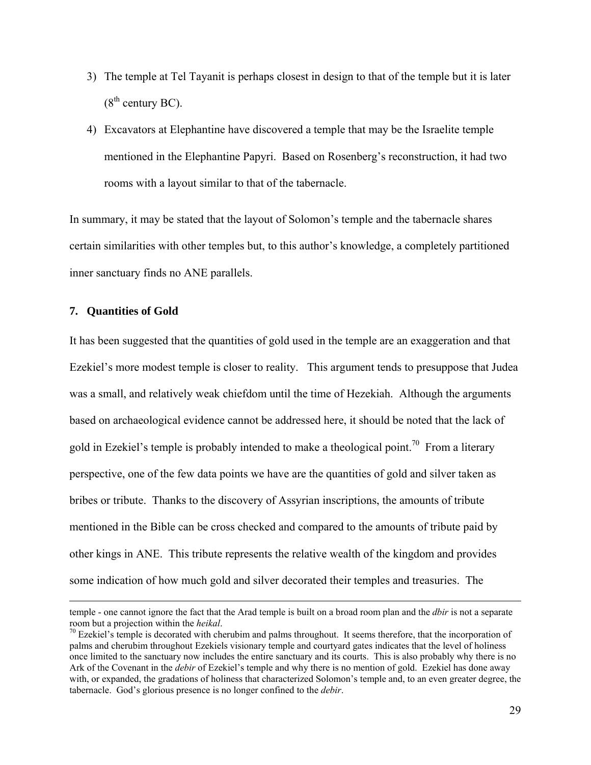3) The temple at Tel Tayanit is perhaps closest in design to that of the temple but it is later (8th century BC).

4) Excavators at Elephantine have discovered a temple that may be the Israelite temple mentioned in the Elephantine Papyri. Based on Rosenberg's reconstruction, it had two rooms with a layout similar to that of the tabernacle.

In summary, it may be stated that the layout of Solomon's temple and the tabernacle shares certain similarities with other temples but, to this author's knowledge, a completely partitioned inner sanctuary finds no ANE parallels.

### 7. Quantities of Gold

It has been suggested that the quantities of gold used in the temple are an exaggeration and that Ezekiel's more modest temple is closer to reality. This argument tends to presuppose that Judea was a small, and relatively weak chiefdom until the time of Hezekiah. Although the arguments based on archaeological evidence cannot be addressed here, it should be noted that the lack of gold in Ezekiel's temple is probably intended to make a theological point.[70] From a literary perspective, one of the few data points we have are the quantities of gold and silver taken as bribes or tribute. Thanks to the discovery of Assyrian inscriptions, the amounts of tribute mentioned in the Bible can be cross checked and compared to the amounts of tribute paid by other kings in ANE. This tribute represents the relative wealth of the kingdom and provides some indication of how much gold and silver decorated their temples and treasuries. The

---

temple - one cannot ignore the fact that the Arad temple is built on a broad room plan and the *dbir* is not a separate room but a projection within the *heikal*.

[70] Ezekiel's temple is decorated with cherubim and palms throughout. It seems therefore, that the incorporation of palms and cherubim throughout Ezekiels visionary temple and courtyard gates indicates that the level of holiness once limited to the sanctuary now includes the entire sanctuary and its courts. This is also probably why there is no Ark of the Covenant in the *debir* of Ezekiel's temple and why there is no mention of gold. Ezekiel has done away with, or expanded, the gradations of holiness that characterized Solomon's temple and, to an even greater degree, the tabernacle. God's glorious presence is no longer confined to the *debir*.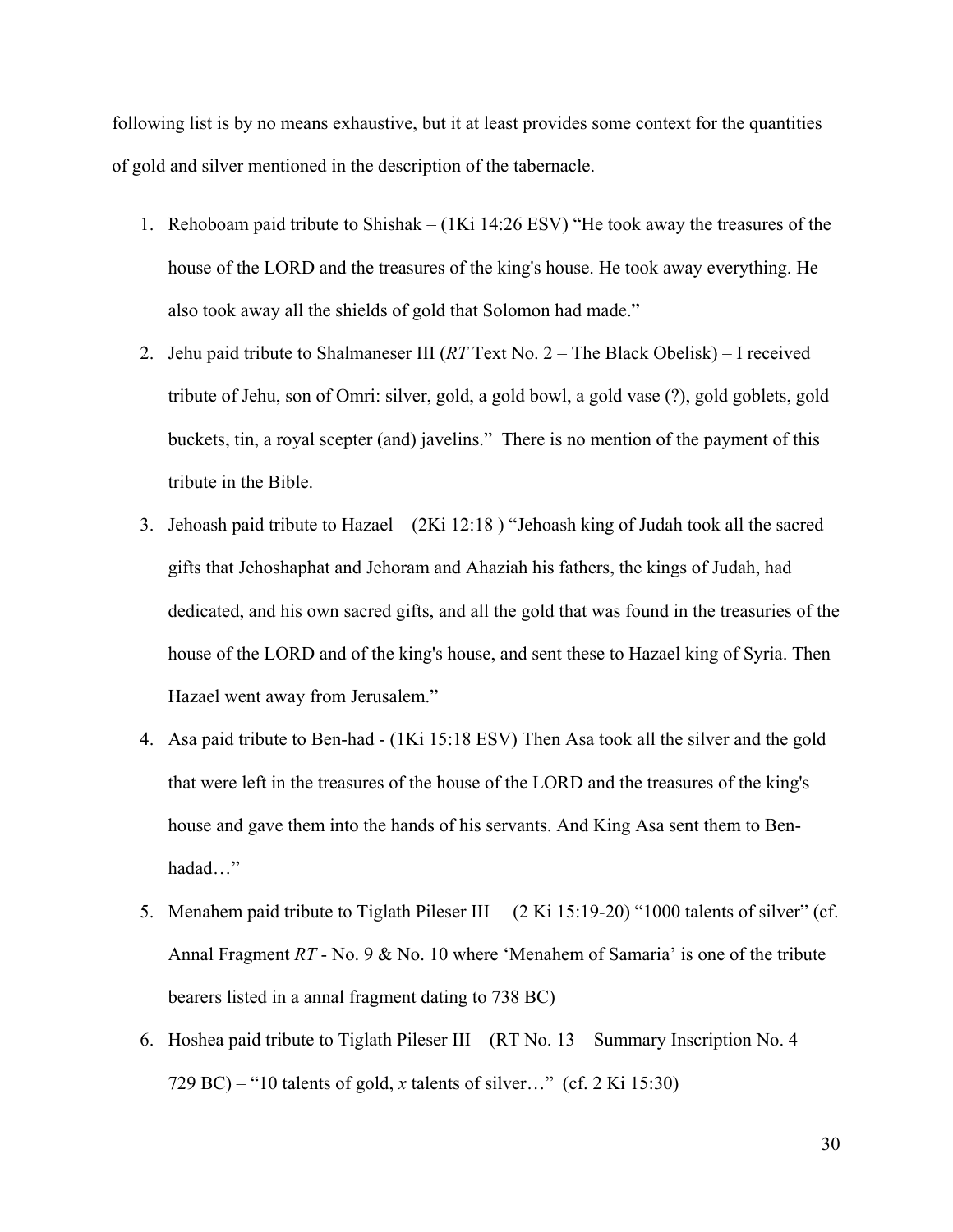following list is by no means exhaustive, but it at least provides some context for the quantities of gold and silver mentioned in the description of the tabernacle.

1. Rehoboam paid tribute to Shishak – (1Ki 14:26 ESV) "He took away the treasures of the house of the LORD and the treasures of the king's house. He took away everything. He also took away all the shields of gold that Solomon had made."
2. Jehu paid tribute to Shalmaneser III (*RT* Text No. 2 – The Black Obelisk) – I received tribute of Jehu, son of Omri: silver, gold, a gold bowl, a gold vase (?), gold goblets, gold buckets, tin, a royal scepter (and) javelins." There is no mention of the payment of this tribute in the Bible.
3. Jehoash paid tribute to Hazael – (2Ki 12:18 ) "Jehoash king of Judah took all the sacred gifts that Jehoshaphat and Jehoram and Ahaziah his fathers, the kings of Judah, had dedicated, and his own sacred gifts, and all the gold that was found in the treasuries of the house of the LORD and of the king's house, and sent these to Hazael king of Syria. Then Hazael went away from Jerusalem."
4. Asa paid tribute to Ben-had - (1Ki 15:18 ESV) Then Asa took all the silver and the gold that were left in the treasures of the house of the LORD and the treasures of the king's house and gave them into the hands of his servants. And King Asa sent them to Ben-hadad…"
5. Menahem paid tribute to Tiglath Pileser III – (2 Ki 15:19-20) "1000 talents of silver" (cf. Annal Fragment *RT* - No. 9 & No. 10 where 'Menahem of Samaria' is one of the tribute bearers listed in a annal fragment dating to 738 BC)
6. Hoshea paid tribute to Tiglath Pileser III – (RT No. 13 – Summary Inscription No. 4 – 729 BC) – "10 talents of gold, *x* talents of silver…" (cf. 2 Ki 15:30)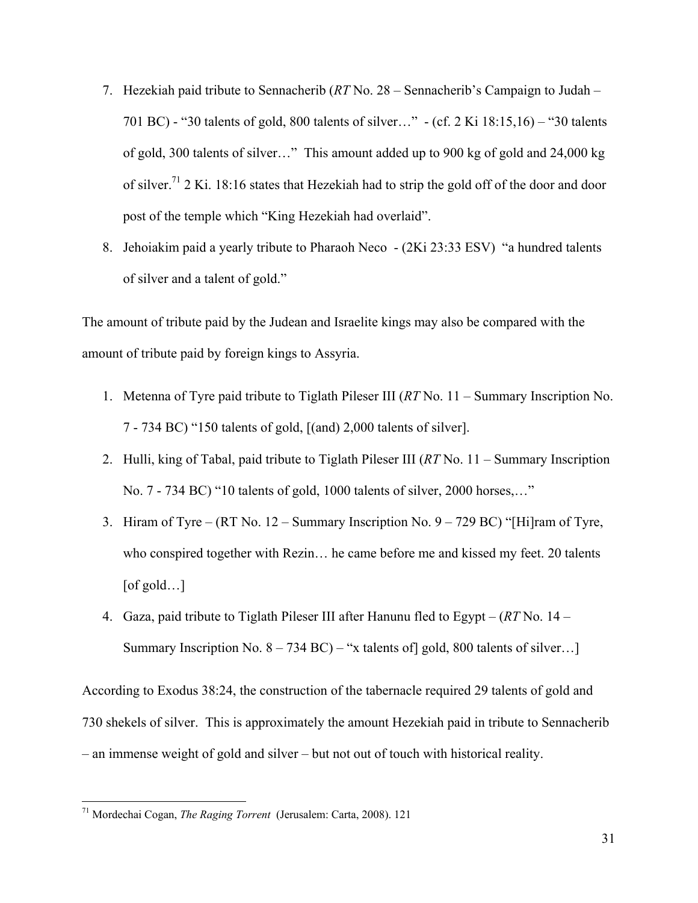7. Hezekiah paid tribute to Sennacherib (*RT* No. 28 – Sennacherib's Campaign to Judah – 701 BC) - "30 talents of gold, 800 talents of silver…" - (cf. 2 Ki 18:15,16) – "30 talents of gold, 300 talents of silver…" This amount added up to 900 kg of gold and 24,000 kg of silver.[71] 2 Ki. 18:16 states that Hezekiah had to strip the gold off of the door and door post of the temple which "King Hezekiah had overlaid".
8. Jehoiakim paid a yearly tribute to Pharaoh Neco - (2Ki 23:33 ESV) "a hundred talents of silver and a talent of gold."

The amount of tribute paid by the Judean and Israelite kings may also be compared with the amount of tribute paid by foreign kings to Assyria.

1. Metenna of Tyre paid tribute to Tiglath Pileser III (*RT* No. 11 – Summary Inscription No. 7 - 734 BC) "150 talents of gold, [(and) 2,000 talents of silver].
2. Hulli, king of Tabal, paid tribute to Tiglath Pileser III (*RT* No. 11 – Summary Inscription No. 7 - 734 BC) "10 talents of gold, 1000 talents of silver, 2000 horses,…"
3. Hiram of Tyre – (RT No. 12 – Summary Inscription No. 9 – 729 BC) "[Hi]ram of Tyre, who conspired together with Rezin… he came before me and kissed my feet. 20 talents [of gold…]
4. Gaza, paid tribute to Tiglath Pileser III after Hanunu fled to Egypt – (*RT* No. 14 – Summary Inscription No. 8 – 734 BC) – "x talents of] gold, 800 talents of silver…]

According to Exodus 38:24, the construction of the tabernacle required 29 talents of gold and 730 shekels of silver. This is approximately the amount Hezekiah paid in tribute to Sennacherib – an immense weight of gold and silver – but not out of touch with historical reality.

[71] Mordechai Cogan, *The Raging Torrent* (Jerusalem: Carta, 2008). 121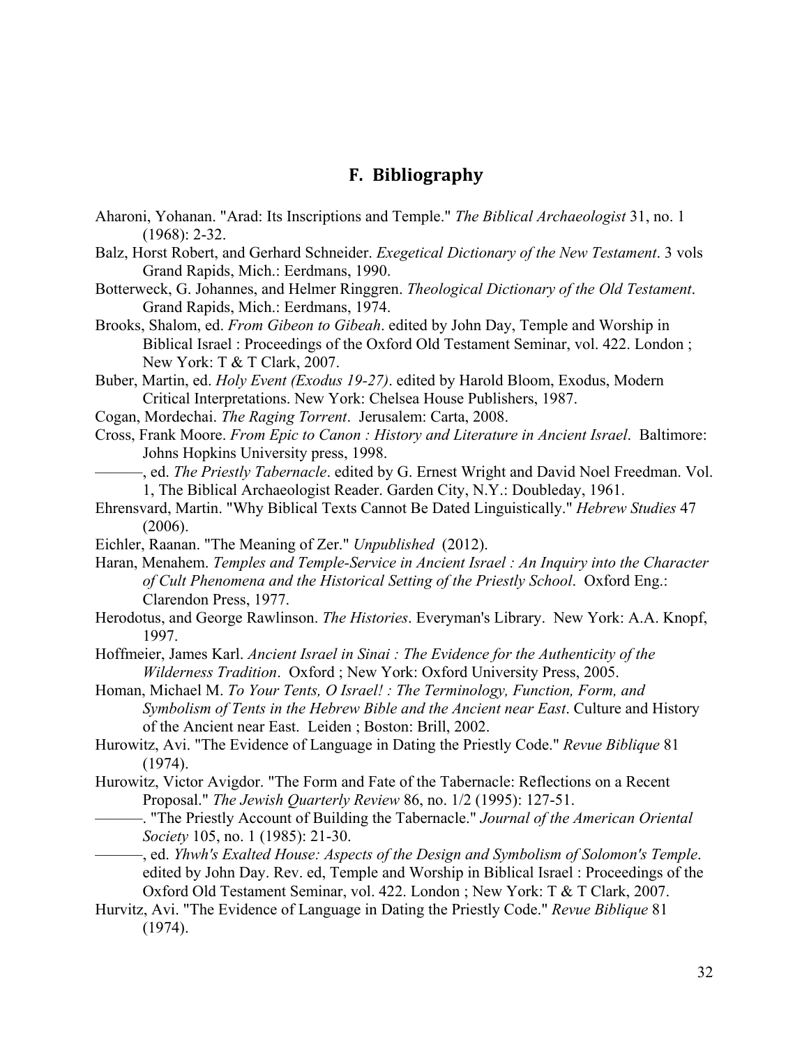## F. Bibliography

Aharoni, Yohanan. "Arad: Its Inscriptions and Temple." *The Biblical Archaeologist* 31, no. 1 (1968): 2-32.

Balz, Horst Robert, and Gerhard Schneider. *Exegetical Dictionary of the New Testament*. 3 vols Grand Rapids, Mich.: Eerdmans, 1990.

Botterweck, G. Johannes, and Helmer Ringgren. *Theological Dictionary of the Old Testament*. Grand Rapids, Mich.: Eerdmans, 1974.

Brooks, Shalom, ed. *From Gibeon to Gibeah*. edited by John Day, Temple and Worship in Biblical Israel : Proceedings of the Oxford Old Testament Seminar, vol. 422. London ; New York: T & T Clark, 2007.

Buber, Martin, ed. *Holy Event (Exodus 19-27)*. edited by Harold Bloom, Exodus, Modern Critical Interpretations. New York: Chelsea House Publishers, 1987.

Cogan, Mordechai. *The Raging Torrent*. Jerusalem: Carta, 2008.

Cross, Frank Moore. *From Epic to Canon : History and Literature in Ancient Israel*. Baltimore: Johns Hopkins University press, 1998.

———, ed. *The Priestly Tabernacle*. edited by G. Ernest Wright and David Noel Freedman. Vol. 1, The Biblical Archaeologist Reader. Garden City, N.Y.: Doubleday, 1961.

Ehrensvard, Martin. "Why Biblical Texts Cannot Be Dated Linguistically." *Hebrew Studies* 47 (2006).

Eichler, Raanan. "The Meaning of Zer." *Unpublished* (2012).

Haran, Menahem. *Temples and Temple-Service in Ancient Israel : An Inquiry into the Character of Cult Phenomena and the Historical Setting of the Priestly School*. Oxford Eng.: Clarendon Press, 1977.

Herodotus, and George Rawlinson. *The Histories*. Everyman's Library. New York: A.A. Knopf, 1997.

Hoffmeier, James Karl. *Ancient Israel in Sinai : The Evidence for the Authenticity of the Wilderness Tradition*. Oxford ; New York: Oxford University Press, 2005.

Homan, Michael M. *To Your Tents, O Israel! : The Terminology, Function, Form, and Symbolism of Tents in the Hebrew Bible and the Ancient near East*. Culture and History of the Ancient near East. Leiden ; Boston: Brill, 2002.

Hurowitz, Avi. "The Evidence of Language in Dating the Priestly Code." *Revue Biblique* 81 (1974).

Hurowitz, Victor Avigdor. "The Form and Fate of the Tabernacle: Reflections on a Recent Proposal." *The Jewish Quarterly Review* 86, no. 1/2 (1995): 127-51.

———. "The Priestly Account of Building the Tabernacle." *Journal of the American Oriental Society* 105, no. 1 (1985): 21-30.

———, ed. *Yhwh's Exalted House: Aspects of the Design and Symbolism of Solomon's Temple*. edited by John Day. Rev. ed, Temple and Worship in Biblical Israel : Proceedings of the Oxford Old Testament Seminar, vol. 422. London ; New York: T & T Clark, 2007.

Hurvitz, Avi. "The Evidence of Language in Dating the Priestly Code." *Revue Biblique* 81 (1974).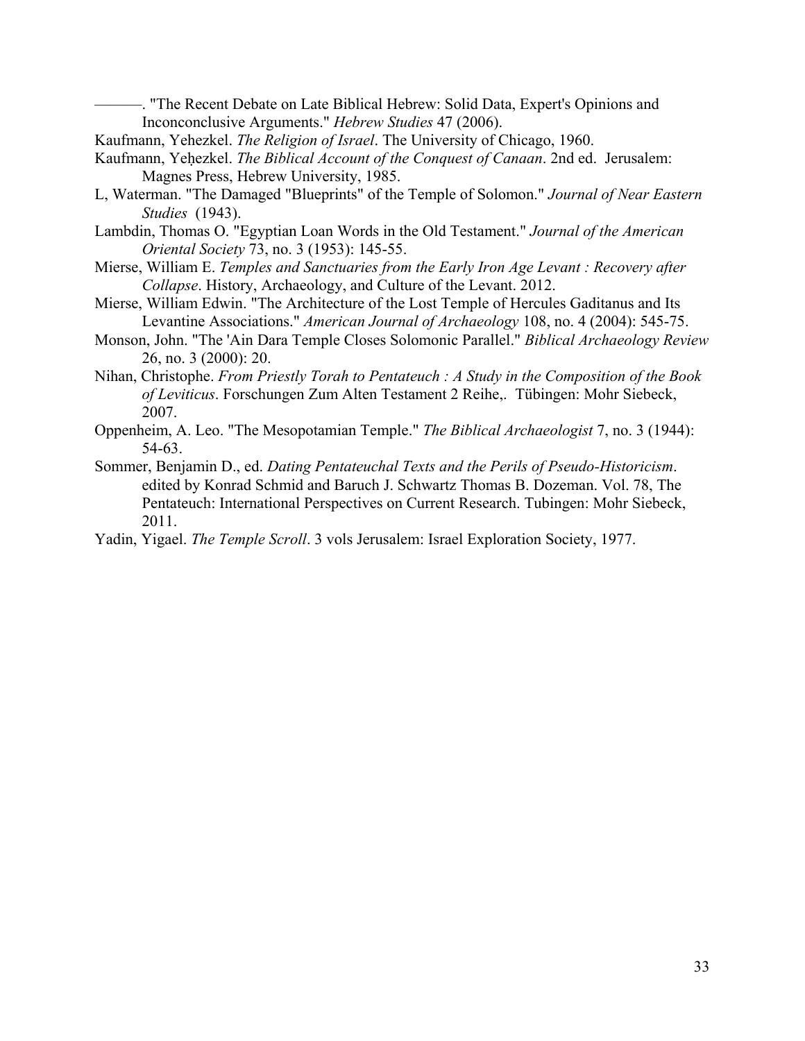———. "The Recent Debate on Late Biblical Hebrew: Solid Data, Expert's Opinions and Inconconclusive Arguments." *Hebrew Studies* 47 (2006).

Kaufmann, Yehezkel. *The Religion of Israel*. The University of Chicago, 1960.

Kaufmann, Yeḥezkel. *The Biblical Account of the Conquest of Canaan*. 2nd ed. Jerusalem: Magnes Press, Hebrew University, 1985.

L, Waterman. "The Damaged "Blueprints" of the Temple of Solomon." *Journal of Near Eastern Studies* (1943).

Lambdin, Thomas O. "Egyptian Loan Words in the Old Testament." *Journal of the American Oriental Society* 73, no. 3 (1953): 145-55.

Mierse, William E. *Temples and Sanctuaries from the Early Iron Age Levant : Recovery after Collapse*. History, Archaeology, and Culture of the Levant. 2012.

Mierse, William Edwin. "The Architecture of the Lost Temple of Hercules Gaditanus and Its Levantine Associations." *American Journal of Archaeology* 108, no. 4 (2004): 545-75.

Monson, John. "The 'Ain Dara Temple Closes Solomonic Parallel." *Biblical Archaeology Review* 26, no. 3 (2000): 20.

Nihan, Christophe. *From Priestly Torah to Pentateuch : A Study in the Composition of the Book of Leviticus*. Forschungen Zum Alten Testament 2 Reihe,. Tübingen: Mohr Siebeck, 2007.

Oppenheim, A. Leo. "The Mesopotamian Temple." *The Biblical Archaeologist* 7, no. 3 (1944): 54-63.

Sommer, Benjamin D., ed. *Dating Pentateuchal Texts and the Perils of Pseudo-Historicism*. edited by Konrad Schmid and Baruch J. Schwartz Thomas B. Dozeman. Vol. 78, The Pentateuch: International Perspectives on Current Research. Tubingen: Mohr Siebeck, 2011.

Yadin, Yigael. *The Temple Scroll*. 3 vols Jerusalem: Israel Exploration Society, 1977.